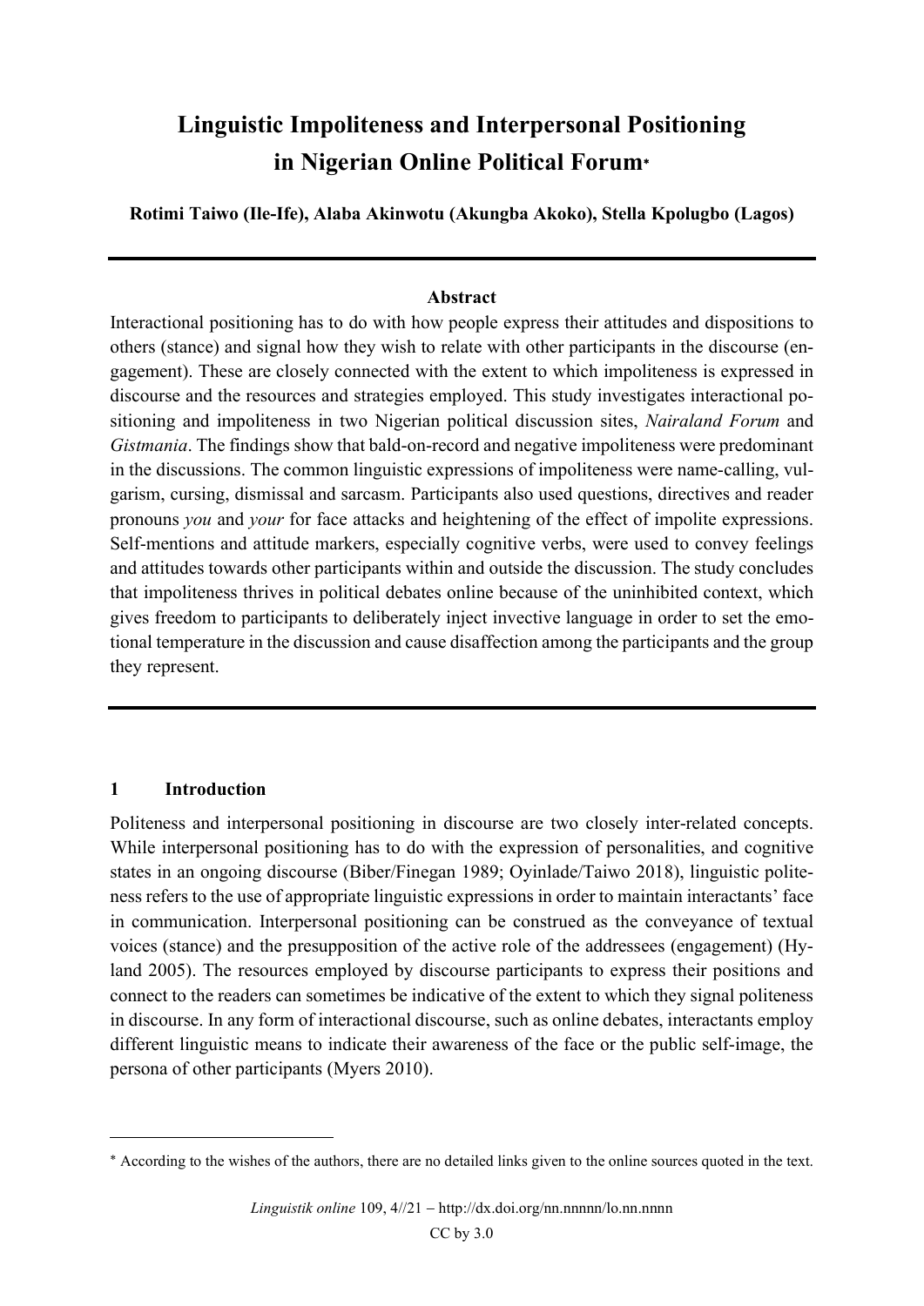# Linguistic Impoliteness and Interpersonal Positioning in Nigerian Online Political Forum*

**Rotimi Taiwo (Ile-Ife), Alaba Akinwotu (Akungba Akoko), Stella Kpolugbo (Lagos)**

---

**Abstract**

Interactional positioning has to do with how people express their attitudes and dispositions to others (stance) and signal how they wish to relate with other participants in the discourse (engagement). These are closely connected with the extent to which impoliteness is expressed in discourse and the resources and strategies employed. This study investigates interactional positioning and impoliteness in two Nigerian political discussion sites, *Nairaland Forum* and *Gistmania*. The findings show that bald-on-record and negative impoliteness were predominant in the discussions. The common linguistic expressions of impoliteness were name-calling, vulgarism, cursing, dismissal and sarcasm. Participants also used questions, directives and reader pronouns *you* and *your* for face attacks and heightening of the effect of impolite expressions. Self-mentions and attitude markers, especially cognitive verbs, were used to convey feelings and attitudes towards other participants within and outside the discussion. The study concludes that impoliteness thrives in political debates online because of the uninhibited context, which gives freedom to participants to deliberately inject invective language in order to set the emotional temperature in the discussion and cause disaffection among the participants and the group they represent.

---

## 1 Introduction

Politeness and interpersonal positioning in discourse are two closely inter-related concepts. While interpersonal positioning has to do with the expression of personalities, and cognitive states in an ongoing discourse (Biber/Finegan 1989; Oyinlade/Taiwo 2018), linguistic politeness refers to the use of appropriate linguistic expressions in order to maintain interactants' face in communication. Interpersonal positioning can be construed as the conveyance of textual voices (stance) and the presupposition of the active role of the addressees (engagement) (Hyland 2005). The resources employed by discourse participants to express their positions and connect to the readers can sometimes be indicative of the extent to which they signal politeness in discourse. In any form of interactional discourse, such as online debates, interactants employ different linguistic means to indicate their awareness of the face or the public self-image, the persona of other participants (Myers 2010).

---

* According to the wishes of the authors, there are no detailed links given to the online sources quoted in the text.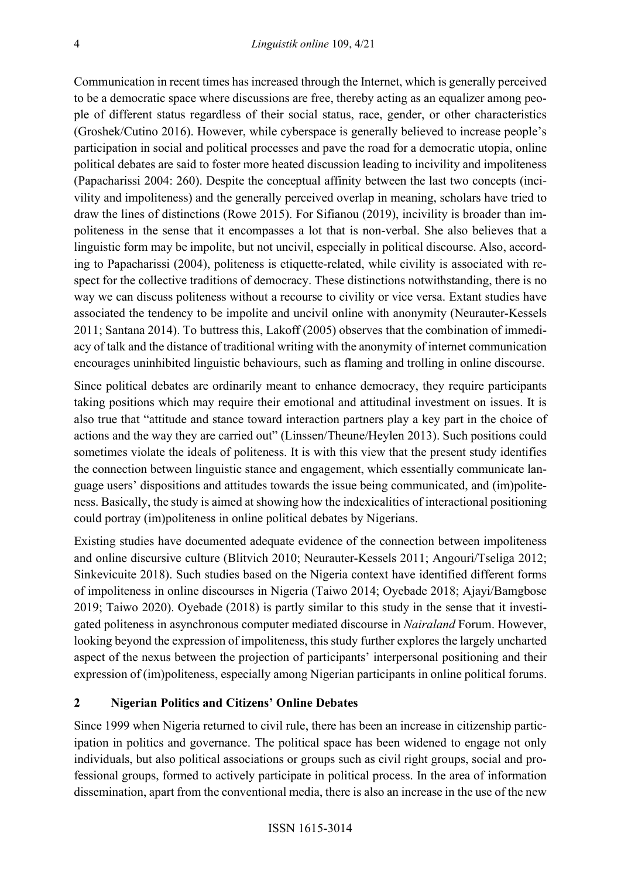Communication in recent times has increased through the Internet, which is generally perceived to be a democratic space where discussions are free, thereby acting as an equalizer among people of different status regardless of their social status, race, gender, or other characteristics (Groshek/Cutino 2016). However, while cyberspace is generally believed to increase people's participation in social and political processes and pave the road for a democratic utopia, online political debates are said to foster more heated discussion leading to incivility and impoliteness (Papacharissi 2004: 260). Despite the conceptual affinity between the last two concepts (incivility and impoliteness) and the generally perceived overlap in meaning, scholars have tried to draw the lines of distinctions (Rowe 2015). For Sifianou (2019), incivility is broader than impoliteness in the sense that it encompasses a lot that is non-verbal. She also believes that a linguistic form may be impolite, but not uncivil, especially in political discourse. Also, according to Papacharissi (2004), politeness is etiquette-related, while civility is associated with respect for the collective traditions of democracy. These distinctions notwithstanding, there is no way we can discuss politeness without a recourse to civility or vice versa. Extant studies have associated the tendency to be impolite and uncivil online with anonymity (Neurauter-Kessels 2011; Santana 2014). To buttress this, Lakoff (2005) observes that the combination of immediacy of talk and the distance of traditional writing with the anonymity of internet communication encourages uninhibited linguistic behaviours, such as flaming and trolling in online discourse.

Since political debates are ordinarily meant to enhance democracy, they require participants taking positions which may require their emotional and attitudinal investment on issues. It is also true that "attitude and stance toward interaction partners play a key part in the choice of actions and the way they are carried out" (Linssen/Theune/Heylen 2013). Such positions could sometimes violate the ideals of politeness. It is with this view that the present study identifies the connection between linguistic stance and engagement, which essentially communicate language users' dispositions and attitudes towards the issue being communicated, and (im)politeness. Basically, the study is aimed at showing how the indexicalities of interactional positioning could portray (im)politeness in online political debates by Nigerians.

Existing studies have documented adequate evidence of the connection between impoliteness and online discursive culture (Blitvich 2010; Neurauter-Kessels 2011; Angouri/Tseliga 2012; Sinkevicuite 2018). Such studies based on the Nigeria context have identified different forms of impoliteness in online discourses in Nigeria (Taiwo 2014; Oyebade 2018; Ajayi/Bamgbose 2019; Taiwo 2020). Oyebade (2018) is partly similar to this study in the sense that it investigated politeness in asynchronous computer mediated discourse in *Nairaland* Forum. However, looking beyond the expression of impoliteness, this study further explores the largely uncharted aspect of the nexus between the projection of participants' interpersonal positioning and their expression of (im)politeness, especially among Nigerian participants in online political forums.

## 2 Nigerian Politics and Citizens' Online Debates

Since 1999 when Nigeria returned to civil rule, there has been an increase in citizenship participation in politics and governance. The political space has been widened to engage not only individuals, but also political associations or groups such as civil right groups, social and professional groups, formed to actively participate in political process. In the area of information dissemination, apart from the conventional media, there is also an increase in the use of the new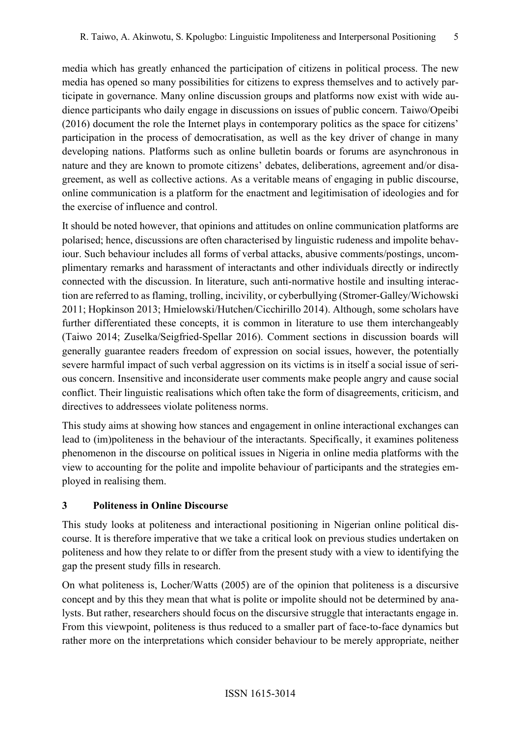media which has greatly enhanced the participation of citizens in political process. The new media has opened so many possibilities for citizens to express themselves and to actively participate in governance. Many online discussion groups and platforms now exist with wide audience participants who daily engage in discussions on issues of public concern. Taiwo/Opeibi (2016) document the role the Internet plays in contemporary politics as the space for citizens' participation in the process of democratisation, as well as the key driver of change in many developing nations. Platforms such as online bulletin boards or forums are asynchronous in nature and they are known to promote citizens' debates, deliberations, agreement and/or disagreement, as well as collective actions. As a veritable means of engaging in public discourse, online communication is a platform for the enactment and legitimisation of ideologies and for the exercise of influence and control.

It should be noted however, that opinions and attitudes on online communication platforms are polarised; hence, discussions are often characterised by linguistic rudeness and impolite behaviour. Such behaviour includes all forms of verbal attacks, abusive comments/postings, uncomplimentary remarks and harassment of interactants and other individuals directly or indirectly connected with the discussion. In literature, such anti-normative hostile and insulting interaction are referred to as flaming, trolling, incivility, or cyberbullying (Stromer-Galley/Wichowski 2011; Hopkinson 2013; Hmielowski/Hutchen/Cicchirillo 2014). Although, some scholars have further differentiated these concepts, it is common in literature to use them interchangeably (Taiwo 2014; Zuselka/Seigfried-Spellar 2016). Comment sections in discussion boards will generally guarantee readers freedom of expression on social issues, however, the potentially severe harmful impact of such verbal aggression on its victims is in itself a social issue of serious concern. Insensitive and inconsiderate user comments make people angry and cause social conflict. Their linguistic realisations which often take the form of disagreements, criticism, and directives to addressees violate politeness norms.

This study aims at showing how stances and engagement in online interactional exchanges can lead to (im)politeness in the behaviour of the interactants. Specifically, it examines politeness phenomenon in the discourse on political issues in Nigeria in online media platforms with the view to accounting for the polite and impolite behaviour of participants and the strategies employed in realising them.

## 3 Politeness in Online Discourse

This study looks at politeness and interactional positioning in Nigerian online political discourse. It is therefore imperative that we take a critical look on previous studies undertaken on politeness and how they relate to or differ from the present study with a view to identifying the gap the present study fills in research.

On what politeness is, Locher/Watts (2005) are of the opinion that politeness is a discursive concept and by this they mean that what is polite or impolite should not be determined by analysts. But rather, researchers should focus on the discursive struggle that interactants engage in. From this viewpoint, politeness is thus reduced to a smaller part of face-to-face dynamics but rather more on the interpretations which consider behaviour to be merely appropriate, neither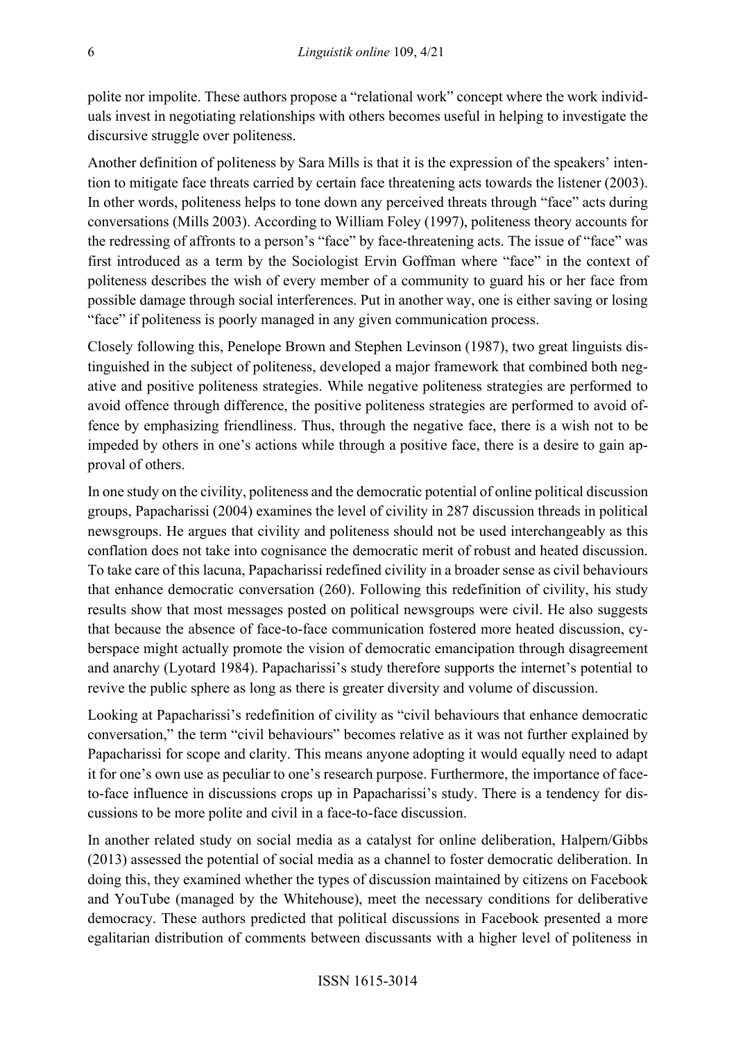polite nor impolite. These authors propose a "relational work" concept where the work individuals invest in negotiating relationships with others becomes useful in helping to investigate the discursive struggle over politeness.

Another definition of politeness by Sara Mills is that it is the expression of the speakers' intention to mitigate face threats carried by certain face threatening acts towards the listener (2003). In other words, politeness helps to tone down any perceived threats through "face" acts during conversations (Mills 2003). According to William Foley (1997), politeness theory accounts for the redressing of affronts to a person's "face" by face-threatening acts. The issue of "face" was first introduced as a term by the Sociologist Ervin Goffman where "face" in the context of politeness describes the wish of every member of a community to guard his or her face from possible damage through social interferences. Put in another way, one is either saving or losing "face" if politeness is poorly managed in any given communication process.

Closely following this, Penelope Brown and Stephen Levinson (1987), two great linguists distinguished in the subject of politeness, developed a major framework that combined both negative and positive politeness strategies. While negative politeness strategies are performed to avoid offence through difference, the positive politeness strategies are performed to avoid offence by emphasizing friendliness. Thus, through the negative face, there is a wish not to be impeded by others in one's actions while through a positive face, there is a desire to gain approval of others.

In one study on the civility, politeness and the democratic potential of online political discussion groups, Papacharissi (2004) examines the level of civility in 287 discussion threads in political newsgroups. He argues that civility and politeness should not be used interchangeably as this conflation does not take into cognisance the democratic merit of robust and heated discussion. To take care of this lacuna, Papacharissi redefined civility in a broader sense as civil behaviours that enhance democratic conversation (260). Following this redefinition of civility, his study results show that most messages posted on political newsgroups were civil. He also suggests that because the absence of face-to-face communication fostered more heated discussion, cyberspace might actually promote the vision of democratic emancipation through disagreement and anarchy (Lyotard 1984). Papacharissi's study therefore supports the internet's potential to revive the public sphere as long as there is greater diversity and volume of discussion.

Looking at Papacharissi's redefinition of civility as "civil behaviours that enhance democratic conversation," the term "civil behaviours" becomes relative as it was not further explained by Papacharissi for scope and clarity. This means anyone adopting it would equally need to adapt it for one's own use as peculiar to one's research purpose. Furthermore, the importance of face-to-face influence in discussions crops up in Papacharissi's study. There is a tendency for discussions to be more polite and civil in a face-to-face discussion.

In another related study on social media as a catalyst for online deliberation, Halpern/Gibbs (2013) assessed the potential of social media as a channel to foster democratic deliberation. In doing this, they examined whether the types of discussion maintained by citizens on Facebook and YouTube (managed by the Whitehouse), meet the necessary conditions for deliberative democracy. These authors predicted that political discussions in Facebook presented a more egalitarian distribution of comments between discussants with a higher level of politeness in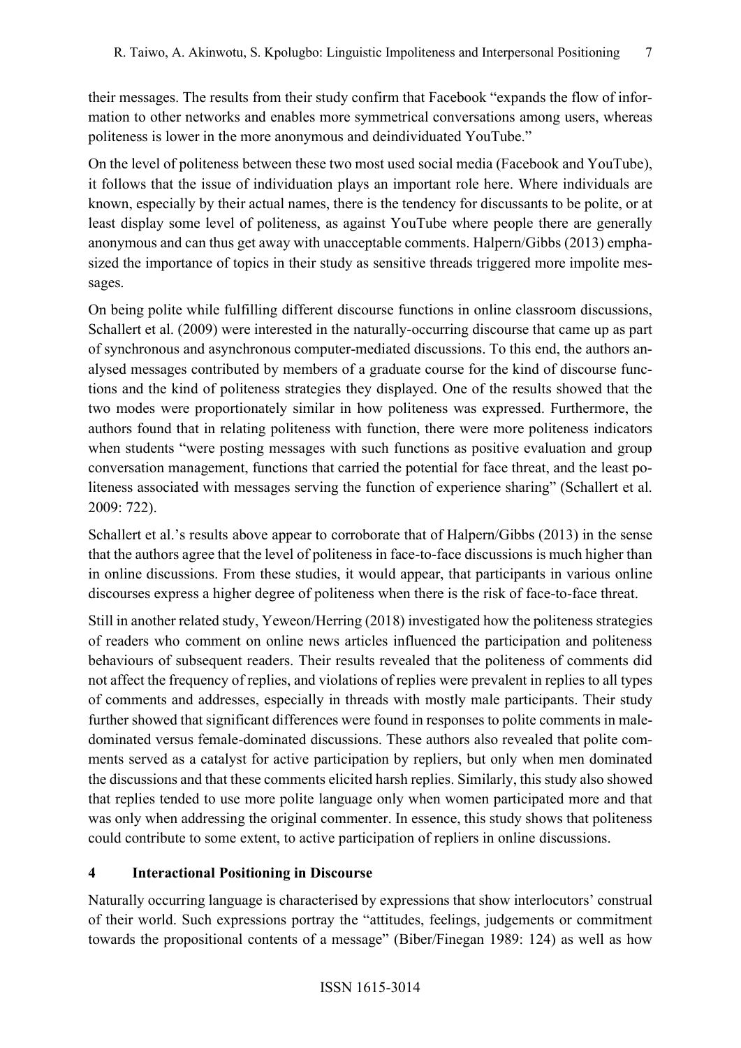their messages. The results from their study confirm that Facebook "expands the flow of information to other networks and enables more symmetrical conversations among users, whereas politeness is lower in the more anonymous and deindividuated YouTube."

On the level of politeness between these two most used social media (Facebook and YouTube), it follows that the issue of individuation plays an important role here. Where individuals are known, especially by their actual names, there is the tendency for discussants to be polite, or at least display some level of politeness, as against YouTube where people there are generally anonymous and can thus get away with unacceptable comments. Halpern/Gibbs (2013) emphasized the importance of topics in their study as sensitive threads triggered more impolite messages.

On being polite while fulfilling different discourse functions in online classroom discussions, Schallert et al. (2009) were interested in the naturally-occurring discourse that came up as part of synchronous and asynchronous computer-mediated discussions. To this end, the authors analysed messages contributed by members of a graduate course for the kind of discourse functions and the kind of politeness strategies they displayed. One of the results showed that the two modes were proportionately similar in how politeness was expressed. Furthermore, the authors found that in relating politeness with function, there were more politeness indicators when students "were posting messages with such functions as positive evaluation and group conversation management, functions that carried the potential for face threat, and the least politeness associated with messages serving the function of experience sharing" (Schallert et al. 2009: 722).

Schallert et al.'s results above appear to corroborate that of Halpern/Gibbs (2013) in the sense that the authors agree that the level of politeness in face-to-face discussions is much higher than in online discussions. From these studies, it would appear, that participants in various online discourses express a higher degree of politeness when there is the risk of face-to-face threat.

Still in another related study, Yeweon/Herring (2018) investigated how the politeness strategies of readers who comment on online news articles influenced the participation and politeness behaviours of subsequent readers. Their results revealed that the politeness of comments did not affect the frequency of replies, and violations of replies were prevalent in replies to all types of comments and addresses, especially in threads with mostly male participants. Their study further showed that significant differences were found in responses to polite comments in male-dominated versus female-dominated discussions. These authors also revealed that polite comments served as a catalyst for active participation by repliers, but only when men dominated the discussions and that these comments elicited harsh replies. Similarly, this study also showed that replies tended to use more polite language only when women participated more and that was only when addressing the original commenter. In essence, this study shows that politeness could contribute to some extent, to active participation of repliers in online discussions.

## 4 Interactional Positioning in Discourse

Naturally occurring language is characterised by expressions that show interlocutors' construal of their world. Such expressions portray the "attitudes, feelings, judgements or commitment towards the propositional contents of a message" (Biber/Finegan 1989: 124) as well as how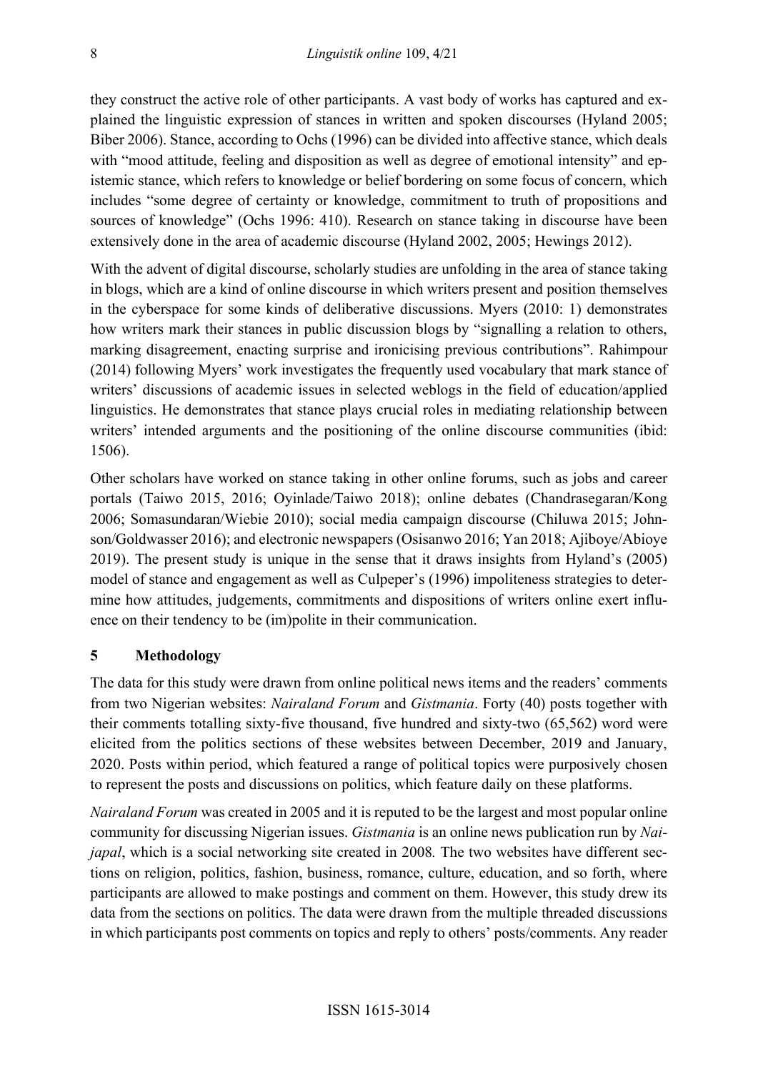they construct the active role of other participants. A vast body of works has captured and explained the linguistic expression of stances in written and spoken discourses (Hyland 2005; Biber 2006). Stance, according to Ochs (1996) can be divided into affective stance, which deals with "mood attitude, feeling and disposition as well as degree of emotional intensity" and epistemic stance, which refers to knowledge or belief bordering on some focus of concern, which includes "some degree of certainty or knowledge, commitment to truth of propositions and sources of knowledge" (Ochs 1996: 410). Research on stance taking in discourse have been extensively done in the area of academic discourse (Hyland 2002, 2005; Hewings 2012).

With the advent of digital discourse, scholarly studies are unfolding in the area of stance taking in blogs, which are a kind of online discourse in which writers present and position themselves in the cyberspace for some kinds of deliberative discussions. Myers (2010: 1) demonstrates how writers mark their stances in public discussion blogs by "signalling a relation to others, marking disagreement, enacting surprise and ironicising previous contributions". Rahimpour (2014) following Myers' work investigates the frequently used vocabulary that mark stance of writers' discussions of academic issues in selected weblogs in the field of education/applied linguistics. He demonstrates that stance plays crucial roles in mediating relationship between writers' intended arguments and the positioning of the online discourse communities (ibid: 1506).

Other scholars have worked on stance taking in other online forums, such as jobs and career portals (Taiwo 2015, 2016; Oyinlade/Taiwo 2018); online debates (Chandrasegaran/Kong 2006; Somasundaran/Wiebie 2010); social media campaign discourse (Chiluwa 2015; Johnson/Goldwasser 2016); and electronic newspapers (Osisanwo 2016; Yan 2018; Ajiboye/Abioye 2019). The present study is unique in the sense that it draws insights from Hyland's (2005) model of stance and engagement as well as Culpeper's (1996) impoliteness strategies to determine how attitudes, judgements, commitments and dispositions of writers online exert influence on their tendency to be (im)polite in their communication.

## 5 Methodology

The data for this study were drawn from online political news items and the readers' comments from two Nigerian websites: *Nairaland Forum* and *Gistmania*. Forty (40) posts together with their comments totalling sixty-five thousand, five hundred and sixty-two (65,562) word were elicited from the politics sections of these websites between December, 2019 and January, 2020. Posts within period, which featured a range of political topics were purposively chosen to represent the posts and discussions on politics, which feature daily on these platforms.

*Nairaland Forum* was created in 2005 and it is reputed to be the largest and most popular online community for discussing Nigerian issues. *Gistmania* is an online news publication run by *Naijapal*, which is a social networking site created in 2008. The two websites have different sections on religion, politics, fashion, business, romance, culture, education, and so forth, where participants are allowed to make postings and comment on them. However, this study drew its data from the sections on politics. The data were drawn from the multiple threaded discussions in which participants post comments on topics and reply to others' posts/comments. Any reader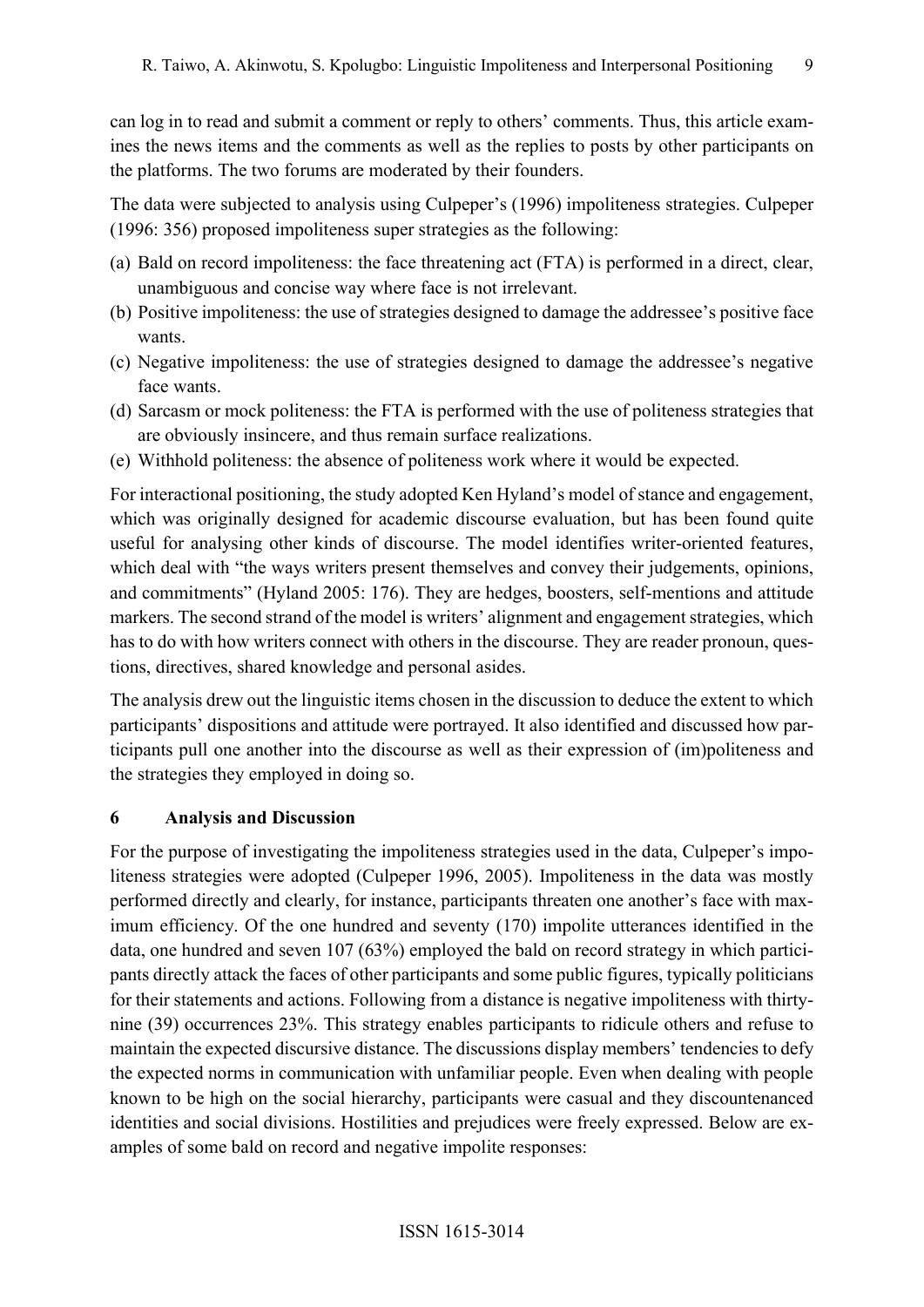can log in to read and submit a comment or reply to others' comments. Thus, this article examines the news items and the comments as well as the replies to posts by other participants on the platforms. The two forums are moderated by their founders.

The data were subjected to analysis using Culpeper's (1996) impoliteness strategies. Culpeper (1996: 356) proposed impoliteness super strategies as the following:

(a) Bald on record impoliteness: the face threatening act (FTA) is performed in a direct, clear, unambiguous and concise way where face is not irrelevant.
(b) Positive impoliteness: the use of strategies designed to damage the addressee's positive face wants.
(c) Negative impoliteness: the use of strategies designed to damage the addressee's negative face wants.
(d) Sarcasm or mock politeness: the FTA is performed with the use of politeness strategies that are obviously insincere, and thus remain surface realizations.
(e) Withhold politeness: the absence of politeness work where it would be expected.

For interactional positioning, the study adopted Ken Hyland's model of stance and engagement, which was originally designed for academic discourse evaluation, but has been found quite useful for analysing other kinds of discourse. The model identifies writer-oriented features, which deal with "the ways writers present themselves and convey their judgements, opinions, and commitments" (Hyland 2005: 176). They are hedges, boosters, self-mentions and attitude markers. The second strand of the model is writers' alignment and engagement strategies, which has to do with how writers connect with others in the discourse. They are reader pronoun, questions, directives, shared knowledge and personal asides.

The analysis drew out the linguistic items chosen in the discussion to deduce the extent to which participants' dispositions and attitude were portrayed. It also identified and discussed how participants pull one another into the discourse as well as their expression of (im)politeness and the strategies they employed in doing so.

## 6 Analysis and Discussion

For the purpose of investigating the impoliteness strategies used in the data, Culpeper's impoliteness strategies were adopted (Culpeper 1996, 2005). Impoliteness in the data was mostly performed directly and clearly, for instance, participants threaten one another's face with maximum efficiency. Of the one hundred and seventy (170) impolite utterances identified in the data, one hundred and seven 107 (63%) employed the bald on record strategy in which participants directly attack the faces of other participants and some public figures, typically politicians for their statements and actions. Following from a distance is negative impoliteness with thirty-nine (39) occurrences 23%. This strategy enables participants to ridicule others and refuse to maintain the expected discursive distance. The discussions display members' tendencies to defy the expected norms in communication with unfamiliar people. Even when dealing with people known to be high on the social hierarchy, participants were casual and they discountenanced identities and social divisions. Hostilities and prejudices were freely expressed. Below are examples of some bald on record and negative impolite responses: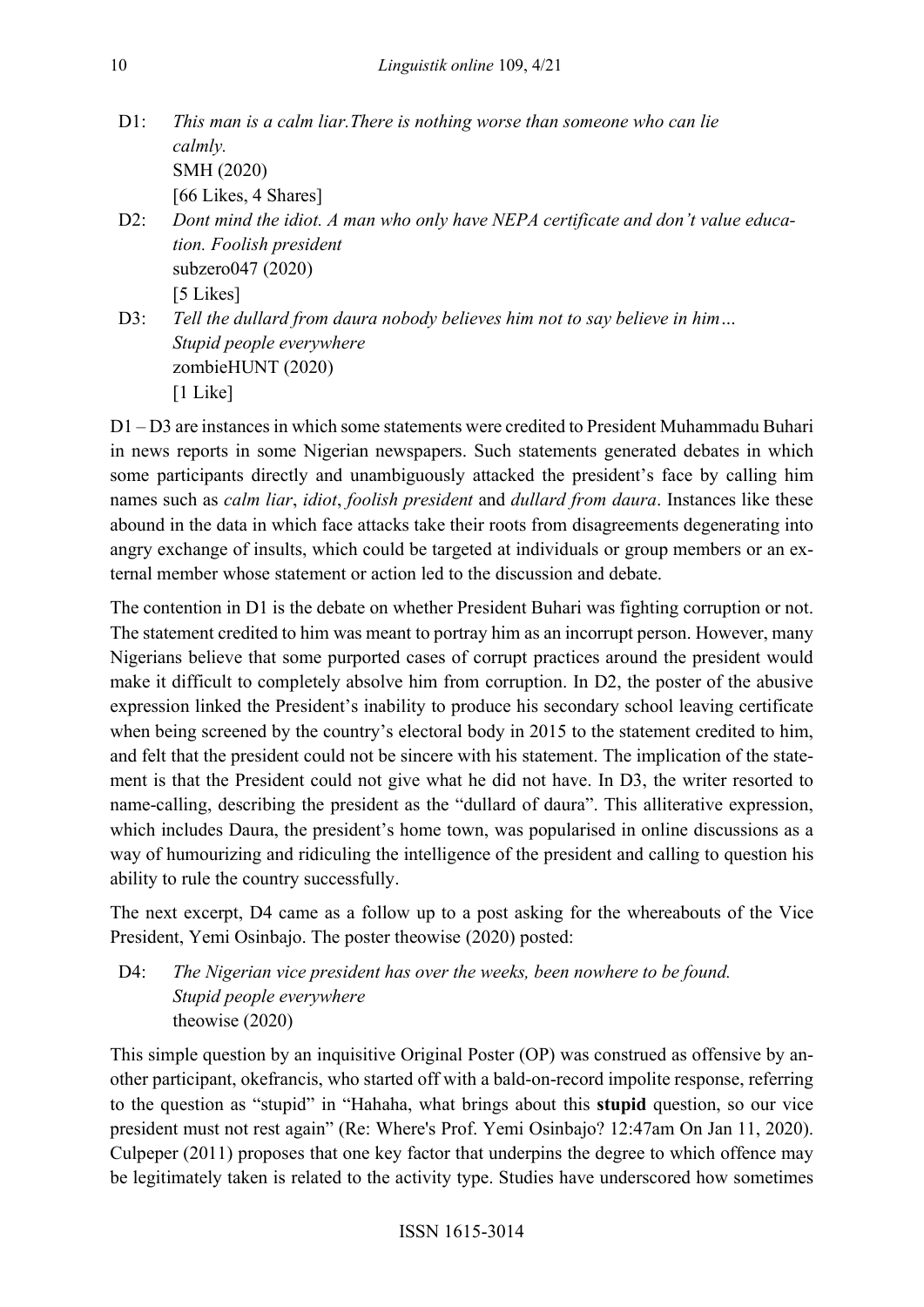D1: *This man is a calm liar.There is nothing worse than someone who can lie calmly.*
SMH (2020)
[66 Likes, 4 Shares]

D2: *Dont mind the idiot. A man who only have NEPA certificate and don't value education. Foolish president*
subzero047 (2020)
[5 Likes]

D3: *Tell the dullard from daura nobody believes him not to say believe in him… Stupid people everywhere*
zombieHUNT (2020)
[1 Like]

D1 – D3 are instances in which some statements were credited to President Muhammadu Buhari in news reports in some Nigerian newspapers. Such statements generated debates in which some participants directly and unambiguously attacked the president's face by calling him names such as *calm liar*, *idiot*, *foolish president* and *dullard from daura*. Instances like these abound in the data in which face attacks take their roots from disagreements degenerating into angry exchange of insults, which could be targeted at individuals or group members or an external member whose statement or action led to the discussion and debate.

The contention in D1 is the debate on whether President Buhari was fighting corruption or not. The statement credited to him was meant to portray him as an incorrupt person. However, many Nigerians believe that some purported cases of corrupt practices around the president would make it difficult to completely absolve him from corruption. In D2, the poster of the abusive expression linked the President's inability to produce his secondary school leaving certificate when being screened by the country's electoral body in 2015 to the statement credited to him, and felt that the president could not be sincere with his statement. The implication of the statement is that the President could not give what he did not have. In D3, the writer resorted to name-calling, describing the president as the "dullard of daura". This alliterative expression, which includes Daura, the president's home town, was popularised in online discussions as a way of humourizing and ridiculing the intelligence of the president and calling to question his ability to rule the country successfully.

The next excerpt, D4 came as a follow up to a post asking for the whereabouts of the Vice President, Yemi Osinbajo. The poster theowise (2020) posted:

D4: *The Nigerian vice president has over the weeks, been nowhere to be found. Stupid people everywhere*
theowise (2020)

This simple question by an inquisitive Original Poster (OP) was construed as offensive by another participant, okefrancis, who started off with a bald-on-record impolite response, referring to the question as "stupid" in "Hahaha, what brings about this **stupid** question, so our vice president must not rest again" (Re: Where's Prof. Yemi Osinbajo? 12:47am On Jan 11, 2020). Culpeper (2011) proposes that one key factor that underpins the degree to which offence may be legitimately taken is related to the activity type. Studies have underscored how sometimes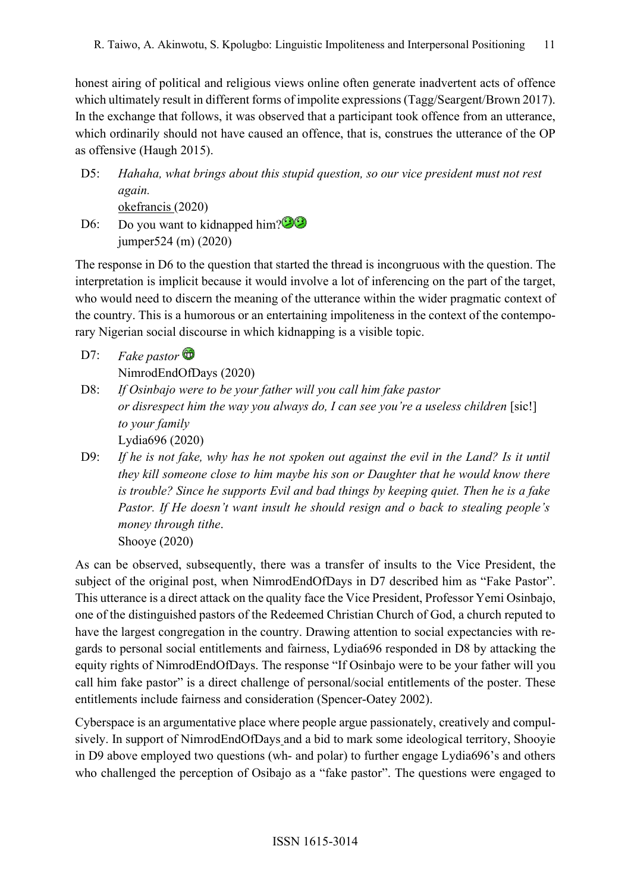honest airing of political and religious views online often generate inadvertent acts of offence which ultimately result in different forms of impolite expressions (Tagg/Seargent/Brown 2017). In the exchange that follows, it was observed that a participant took offence from an utterance, which ordinarily should not have caused an offence, that is, construes the utterance of the OP as offensive (Haugh 2015).

D5: *Hahaha, what brings about this stupid question, so our vice president must not rest again.*
okefrancis (2020)

D6: Do you want to kidnapped him?
jumper524 (m) (2020)

The response in D6 to the question that started the thread is incongruous with the question. The interpretation is implicit because it would involve a lot of inferencing on the part of the target, who would need to discern the meaning of the utterance within the wider pragmatic context of the country. This is a humorous or an entertaining impoliteness in the context of the contemporary Nigerian social discourse in which kidnapping is a visible topic.

D7: *Fake pastor*
NimrodEndOfDays (2020)

D8: *If Osinbajo were to be your father will you call him fake pastor or disrespect him the way you always do, I can see you're a useless children* [sic!] *to your family*
Lydia696 (2020)

D9: *If he is not fake, why has he not spoken out against the evil in the Land? Is it until they kill someone close to him maybe his son or Daughter that he would know there is trouble? Since he supports Evil and bad things by keeping quiet. Then he is a fake Pastor. If He doesn't want insult he should resign and o back to stealing people's money through tithe*.
Shooye (2020)

As can be observed, subsequently, there was a transfer of insults to the Vice President, the subject of the original post, when NimrodEndOfDays in D7 described him as "Fake Pastor". This utterance is a direct attack on the quality face the Vice President, Professor Yemi Osinbajo, one of the distinguished pastors of the Redeemed Christian Church of God, a church reputed to have the largest congregation in the country. Drawing attention to social expectancies with regards to personal social entitlements and fairness, Lydia696 responded in D8 by attacking the equity rights of NimrodEndOfDays. The response "If Osinbajo were to be your father will you call him fake pastor" is a direct challenge of personal/social entitlements of the poster. These entitlements include fairness and consideration (Spencer-Oatey 2002).

Cyberspace is an argumentative place where people argue passionately, creatively and compulsively. In support of NimrodEndOfDays and a bid to mark some ideological territory, Shooyie in D9 above employed two questions (wh- and polar) to further engage Lydia696's and others who challenged the perception of Osibajo as a "fake pastor". The questions were engaged to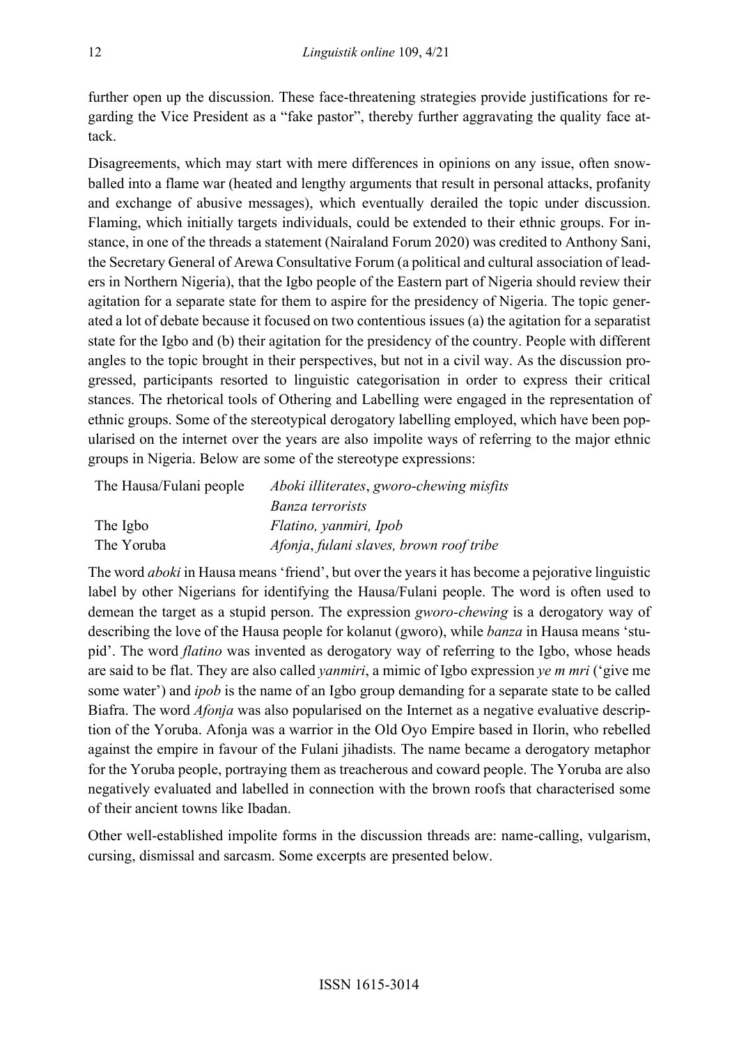further open up the discussion. These face-threatening strategies provide justifications for regarding the Vice President as a "fake pastor", thereby further aggravating the quality face attack.

Disagreements, which may start with mere differences in opinions on any issue, often snowballed into a flame war (heated and lengthy arguments that result in personal attacks, profanity and exchange of abusive messages), which eventually derailed the topic under discussion. Flaming, which initially targets individuals, could be extended to their ethnic groups. For instance, in one of the threads a statement (Nairaland Forum 2020) was credited to Anthony Sani, the Secretary General of Arewa Consultative Forum (a political and cultural association of leaders in Northern Nigeria), that the Igbo people of the Eastern part of Nigeria should review their agitation for a separate state for them to aspire for the presidency of Nigeria. The topic generated a lot of debate because it focused on two contentious issues (a) the agitation for a separatist state for the Igbo and (b) their agitation for the presidency of the country. People with different angles to the topic brought in their perspectives, but not in a civil way. As the discussion progressed, participants resorted to linguistic categorisation in order to express their critical stances. The rhetorical tools of Othering and Labelling were engaged in the representation of ethnic groups. Some of the stereotypical derogatory labelling employed, which have been popularised on the internet over the years are also impolite ways of referring to the major ethnic groups in Nigeria. Below are some of the stereotype expressions:

| | |
|---|---|
| The Hausa/Fulani people | *Aboki illiterates*, *gworo-chewing misfits* |
| | *Banza terrorists* |
| The Igbo | *Flatino, yanmiri, Ipob* |
| The Yoruba | *Afonja*, *fulani slaves, brown roof tribe* |

The word *aboki* in Hausa means 'friend', but over the years it has become a pejorative linguistic label by other Nigerians for identifying the Hausa/Fulani people. The word is often used to demean the target as a stupid person. The expression *gworo-chewing* is a derogatory way of describing the love of the Hausa people for kolanut (gworo), while *banza* in Hausa means 'stupid'. The word *flatino* was invented as derogatory way of referring to the Igbo, whose heads are said to be flat. They are also called *yanmiri*, a mimic of Igbo expression *ye m mri* ('give me some water') and *ipob* is the name of an Igbo group demanding for a separate state to be called Biafra. The word *Afonja* was also popularised on the Internet as a negative evaluative description of the Yoruba. Afonja was a warrior in the Old Oyo Empire based in Ilorin, who rebelled against the empire in favour of the Fulani jihadists. The name became a derogatory metaphor for the Yoruba people, portraying them as treacherous and coward people. The Yoruba are also negatively evaluated and labelled in connection with the brown roofs that characterised some of their ancient towns like Ibadan.

Other well-established impolite forms in the discussion threads are: name-calling, vulgarism, cursing, dismissal and sarcasm. Some excerpts are presented below.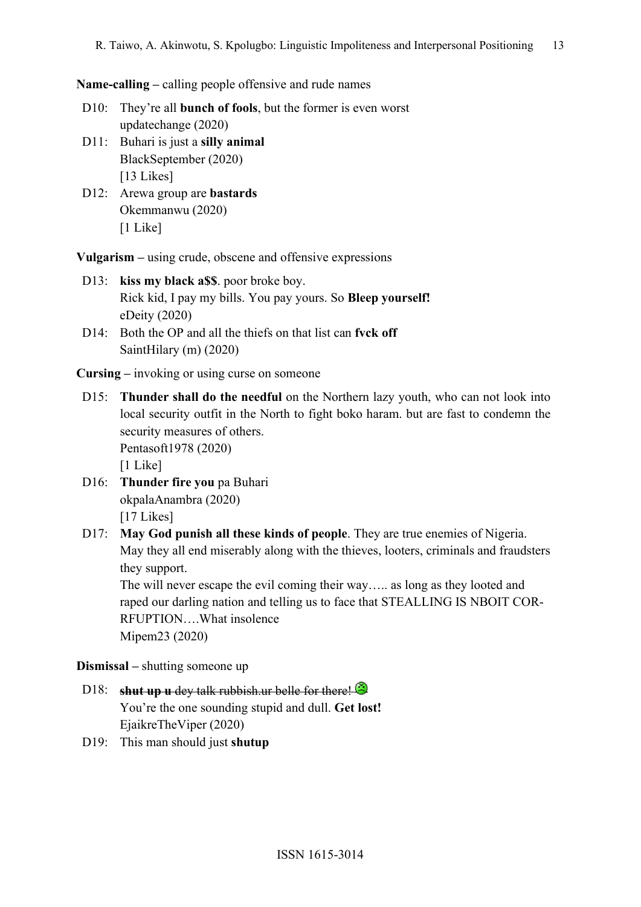**Name-calling –** calling people offensive and rude names

D10: They're all **bunch of fools**, but the former is even worst
updatechange (2020)

D11: Buhari is just a **silly animal**
BlackSeptember (2020)
[13 Likes]

D12: Arewa group are **bastards**
Okemmanwu (2020)
[1 Like]

**Vulgarism –** using crude, obscene and offensive expressions

D13: **kiss my black a$$**. poor broke boy.
Rick kid, I pay my bills. You pay yours. So **Bleep yourself!**
eDeity (2020)

D14: Both the OP and all the thiefs on that list can **fvck off**
SaintHilary (m) (2020)

**Cursing –** invoking or using curse on someone

D15: **Thunder shall do the needful** on the Northern lazy youth, who can not look into local security outfit in the North to fight boko haram. but are fast to condemn the security measures of others.
Pentasoft1978 (2020)
[1 Like]

D16: **Thunder fire you** pa Buhari
okpalaAnambra (2020)
[17 Likes]

D17: **May God punish all these kinds of people**. They are true enemies of Nigeria. May they all end miserably along with the thieves, looters, criminals and fraudsters they support.
The will never escape the evil coming their way….. as long as they looted and raped our darling nation and telling us to face that STEALLING IS NBOIT COR-RFUPTION….What insolence
Mipem23 (2020)

**Dismissal –** shutting someone up

D18: ~~**shut up u** dey talk rubbish.ur belle for there!~~
You're the one sounding stupid and dull. **Get lost!**
EjaikreTheViper (2020)

D19: This man should just **shutup**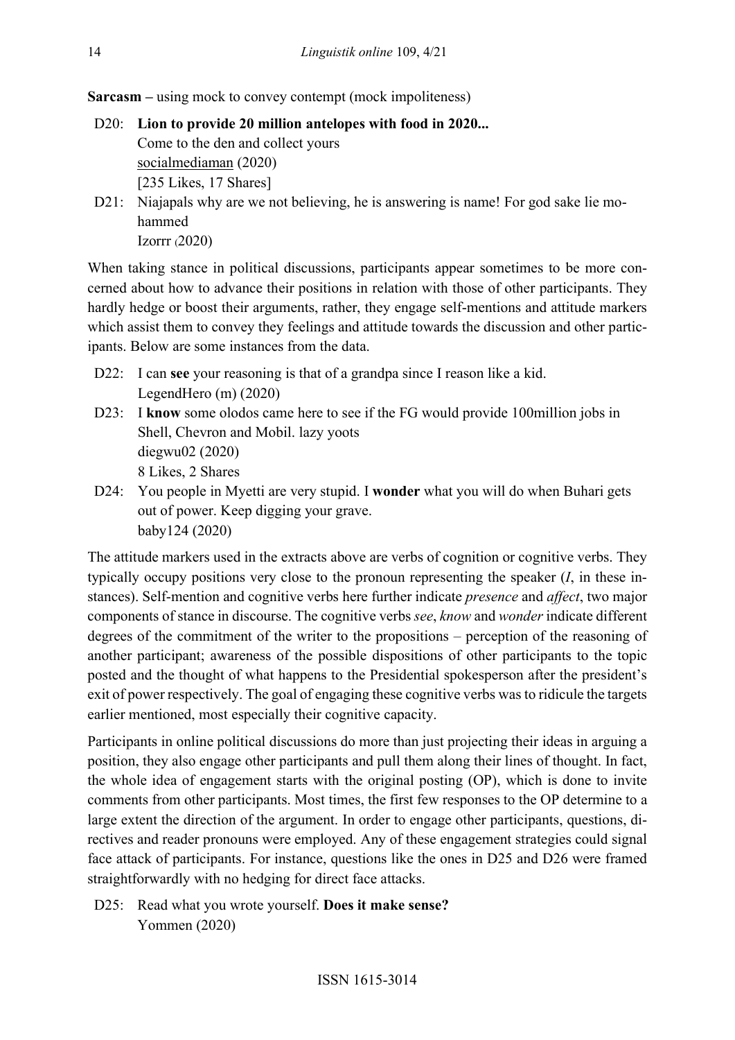**Sarcasm** – using mock to convey contempt (mock impoliteness)

D20: **Lion to provide 20 million antelopes with food in 2020...**
Come to the den and collect yours
socialmediaman (2020)
[235 Likes, 17 Shares]

D21: Niajapals why are we not believing, he is answering is name! For god sake lie mohammed
Izorrr (2020)

When taking stance in political discussions, participants appear sometimes to be more concerned about how to advance their positions in relation with those of other participants. They hardly hedge or boost their arguments, rather, they engage self-mentions and attitude markers which assist them to convey they feelings and attitude towards the discussion and other participants. Below are some instances from the data.

D22: I can **see** your reasoning is that of a grandpa since I reason like a kid.
LegendHero (m) (2020)

D23: I **know** some olodos came here to see if the FG would provide 100million jobs in Shell, Chevron and Mobil. lazy yoots
diegwu02 (2020)
8 Likes, 2 Shares

D24: You people in Myetti are very stupid. I **wonder** what you will do when Buhari gets out of power. Keep digging your grave.
baby124 (2020)

The attitude markers used in the extracts above are verbs of cognition or cognitive verbs. They typically occupy positions very close to the pronoun representing the speaker (*I*, in these instances). Self-mention and cognitive verbs here further indicate *presence* and *affect*, two major components of stance in discourse. The cognitive verbs *see*, *know* and *wonder* indicate different degrees of the commitment of the writer to the propositions – perception of the reasoning of another participant; awareness of the possible dispositions of other participants to the topic posted and the thought of what happens to the Presidential spokesperson after the president's exit of power respectively. The goal of engaging these cognitive verbs was to ridicule the targets earlier mentioned, most especially their cognitive capacity.

Participants in online political discussions do more than just projecting their ideas in arguing a position, they also engage other participants and pull them along their lines of thought. In fact, the whole idea of engagement starts with the original posting (OP), which is done to invite comments from other participants. Most times, the first few responses to the OP determine to a large extent the direction of the argument. In order to engage other participants, questions, directives and reader pronouns were employed. Any of these engagement strategies could signal face attack of participants. For instance, questions like the ones in D25 and D26 were framed straightforwardly with no hedging for direct face attacks.

D25: Read what you wrote yourself. **Does it make sense?**
Yommen (2020)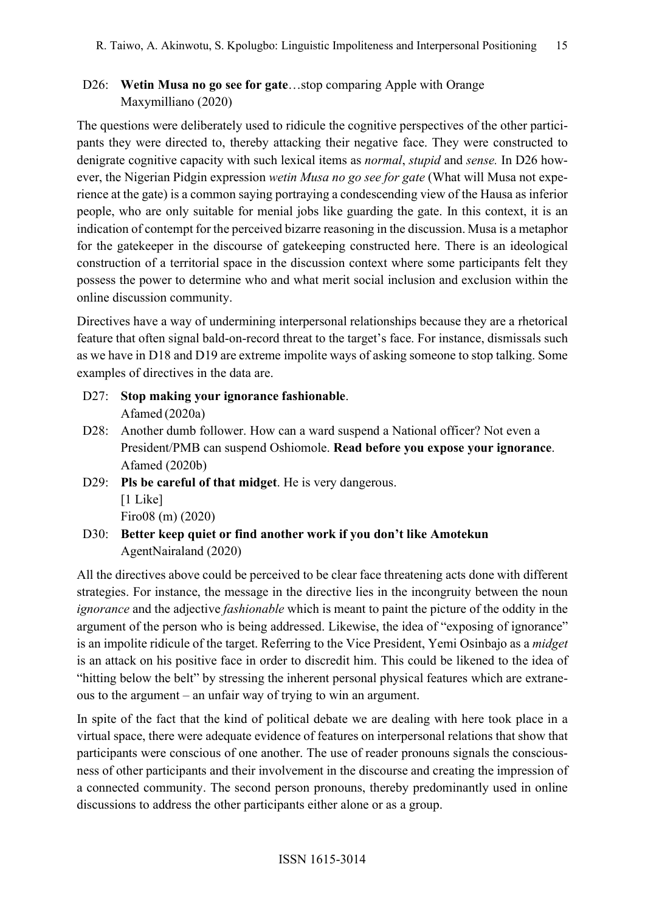D26: **Wetin Musa no go see for gate**…stop comparing Apple with Orange
Maxymilliano (2020)

The questions were deliberately used to ridicule the cognitive perspectives of the other participants they were directed to, thereby attacking their negative face. They were constructed to denigrate cognitive capacity with such lexical items as *normal*, *stupid* and *sense.* In D26 however, the Nigerian Pidgin expression *wetin Musa no go see for gate* (What will Musa not experience at the gate) is a common saying portraying a condescending view of the Hausa as inferior people, who are only suitable for menial jobs like guarding the gate. In this context, it is an indication of contempt for the perceived bizarre reasoning in the discussion. Musa is a metaphor for the gatekeeper in the discourse of gatekeeping constructed here. There is an ideological construction of a territorial space in the discussion context where some participants felt they possess the power to determine who and what merit social inclusion and exclusion within the online discussion community.

Directives have a way of undermining interpersonal relationships because they are a rhetorical feature that often signal bald-on-record threat to the target's face. For instance, dismissals such as we have in D18 and D19 are extreme impolite ways of asking someone to stop talking. Some examples of directives in the data are.

D27: **Stop making your ignorance fashionable**.
Afamed (2020a)

D28: Another dumb follower. How can a ward suspend a National officer? Not even a President/PMB can suspend Oshiomole. **Read before you expose your ignorance**.
Afamed (2020b)

D29: **Pls be careful of that midget**. He is very dangerous.
[1 Like]
Firo08 (m) (2020)

D30: **Better keep quiet or find another work if you don't like Amotekun**
AgentNairaland (2020)

All the directives above could be perceived to be clear face threatening acts done with different strategies. For instance, the message in the directive lies in the incongruity between the noun *ignorance* and the adjective *fashionable* which is meant to paint the picture of the oddity in the argument of the person who is being addressed. Likewise, the idea of "exposing of ignorance" is an impolite ridicule of the target. Referring to the Vice President, Yemi Osinbajo as a *midget* is an attack on his positive face in order to discredit him. This could be likened to the idea of "hitting below the belt" by stressing the inherent personal physical features which are extraneous to the argument – an unfair way of trying to win an argument.

In spite of the fact that the kind of political debate we are dealing with here took place in a virtual space, there were adequate evidence of features on interpersonal relations that show that participants were conscious of one another. The use of reader pronouns signals the consciousness of other participants and their involvement in the discourse and creating the impression of a connected community. The second person pronouns, thereby predominantly used in online discussions to address the other participants either alone or as a group.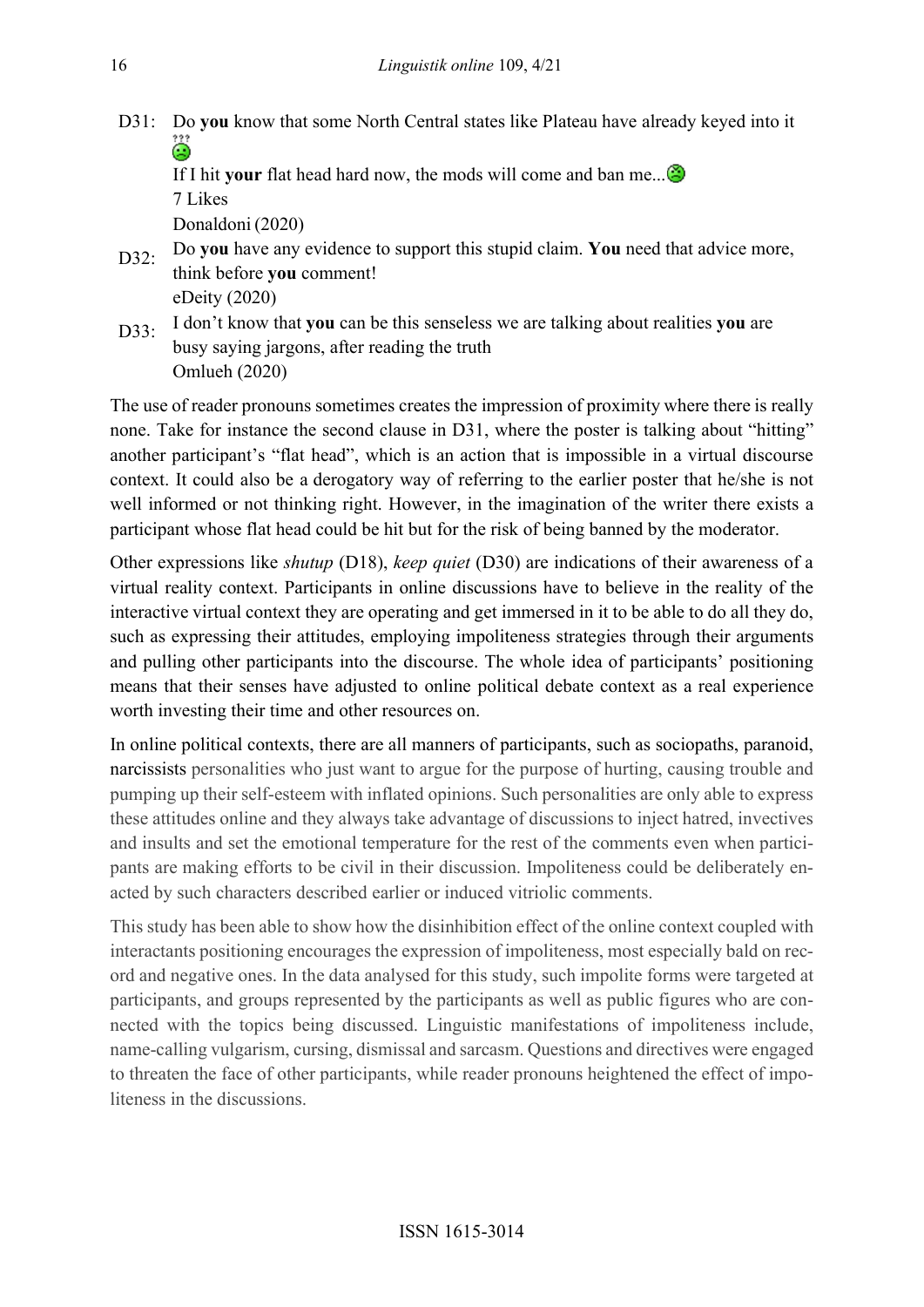D31: Do **you** know that some North Central states like Plateau have already keyed into it

If I hit **your** flat head hard now, the mods will come and ban me...

7 Likes

Donaldoni (2020)

D32: Do **you** have any evidence to support this stupid claim. **You** need that advice more, think before **you** comment!

eDeity (2020)

D33: I don't know that **you** can be this senseless we are talking about realities **you** are busy saying jargons, after reading the truth

Omlueh (2020)

The use of reader pronouns sometimes creates the impression of proximity where there is really none. Take for instance the second clause in D31, where the poster is talking about "hitting" another participant's "flat head", which is an action that is impossible in a virtual discourse context. It could also be a derogatory way of referring to the earlier poster that he/she is not well informed or not thinking right. However, in the imagination of the writer there exists a participant whose flat head could be hit but for the risk of being banned by the moderator.

Other expressions like *shutup* (D18), *keep quiet* (D30) are indications of their awareness of a virtual reality context. Participants in online discussions have to believe in the reality of the interactive virtual context they are operating and get immersed in it to be able to do all they do, such as expressing their attitudes, employing impoliteness strategies through their arguments and pulling other participants into the discourse. The whole idea of participants' positioning means that their senses have adjusted to online political debate context as a real experience worth investing their time and other resources on.

In online political contexts, there are all manners of participants, such as sociopaths, paranoid, narcissists personalities who just want to argue for the purpose of hurting, causing trouble and pumping up their self-esteem with inflated opinions. Such personalities are only able to express these attitudes online and they always take advantage of discussions to inject hatred, invectives and insults and set the emotional temperature for the rest of the comments even when participants are making efforts to be civil in their discussion. Impoliteness could be deliberately enacted by such characters described earlier or induced vitriolic comments.

This study has been able to show how the disinhibition effect of the online context coupled with interactants positioning encourages the expression of impoliteness, most especially bald on record and negative ones. In the data analysed for this study, such impolite forms were targeted at participants, and groups represented by the participants as well as public figures who are connected with the topics being discussed. Linguistic manifestations of impoliteness include, name-calling vulgarism, cursing, dismissal and sarcasm. Questions and directives were engaged to threaten the face of other participants, while reader pronouns heightened the effect of impoliteness in the discussions.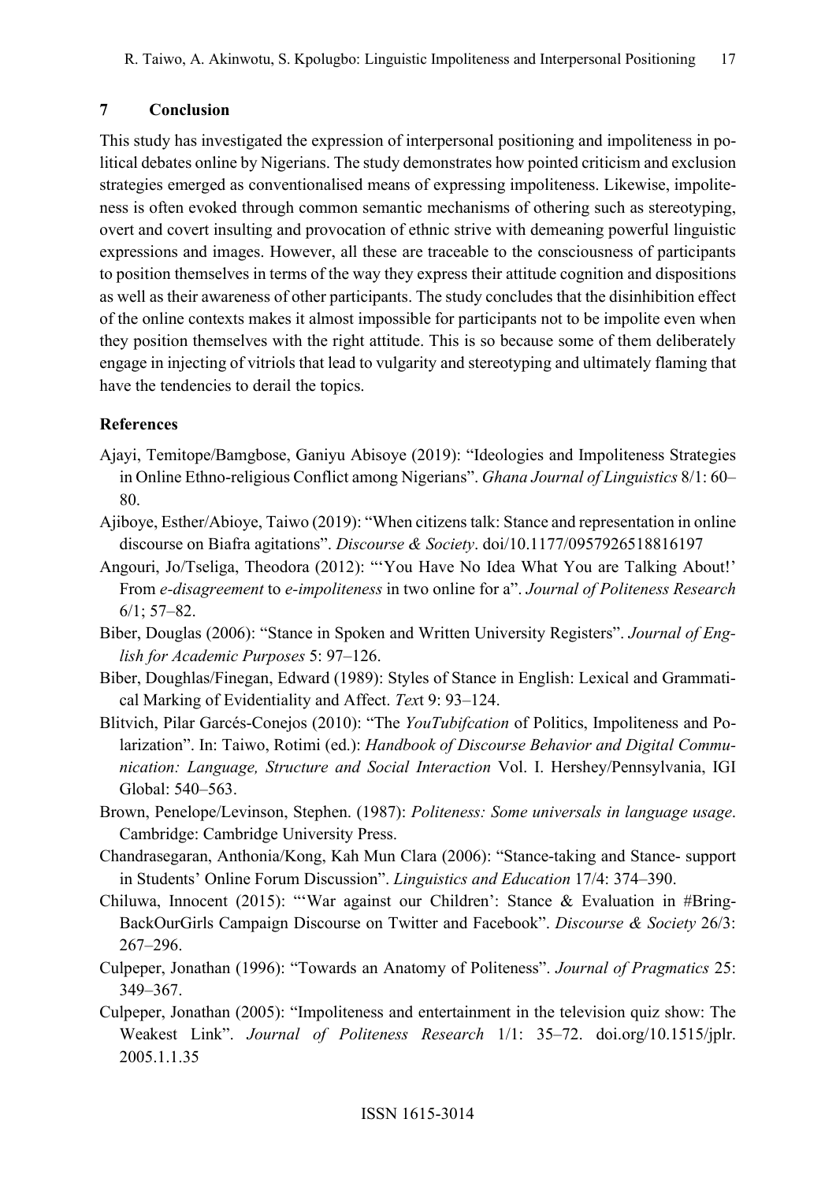## 7 Conclusion

This study has investigated the expression of interpersonal positioning and impoliteness in political debates online by Nigerians. The study demonstrates how pointed criticism and exclusion strategies emerged as conventionalised means of expressing impoliteness. Likewise, impoliteness is often evoked through common semantic mechanisms of othering such as stereotyping, overt and covert insulting and provocation of ethnic strive with demeaning powerful linguistic expressions and images. However, all these are traceable to the consciousness of participants to position themselves in terms of the way they express their attitude cognition and dispositions as well as their awareness of other participants. The study concludes that the disinhibition effect of the online contexts makes it almost impossible for participants not to be impolite even when they position themselves with the right attitude. This is so because some of them deliberately engage in injecting of vitriols that lead to vulgarity and stereotyping and ultimately flaming that have the tendencies to derail the topics.

### References

Ajayi, Temitope/Bamgbose, Ganiyu Abisoye (2019): "Ideologies and Impoliteness Strategies in Online Ethno-religious Conflict among Nigerians". *Ghana Journal of Linguistics* 8/1: 60–80.

Ajiboye, Esther/Abioye, Taiwo (2019): "When citizens talk: Stance and representation in online discourse on Biafra agitations". *Discourse & Society*. doi/10.1177/0957926518816197

Angouri, Jo/Tseliga, Theodora (2012): "'You Have No Idea What You are Talking About!' From *e-disagreement* to *e-impoliteness* in two online for a". *Journal of Politeness Research* 6/1; 57–82.

Biber, Douglas (2006): "Stance in Spoken and Written University Registers". *Journal of English for Academic Purposes* 5: 97–126.

Biber, Doughlas/Finegan, Edward (1989): Styles of Stance in English: Lexical and Grammatical Marking of Evidentiality and Affect. *Tex*t 9: 93–124.

Blitvich, Pilar Garcés-Conejos (2010): "The *YouTubifcation* of Politics, Impoliteness and Polarization". In: Taiwo, Rotimi (ed.): *Handbook of Discourse Behavior and Digital Communication: Language, Structure and Social Interaction* Vol. I. Hershey/Pennsylvania, IGI Global: 540–563.

Brown, Penelope/Levinson, Stephen. (1987): *Politeness: Some universals in language usage*. Cambridge: Cambridge University Press.

Chandrasegaran, Anthonia/Kong, Kah Mun Clara (2006): "Stance-taking and Stance- support in Students' Online Forum Discussion". *Linguistics and Education* 17/4: 374–390.

Chiluwa, Innocent (2015): "'War against our Children': Stance & Evaluation in #BringBackOurGirls Campaign Discourse on Twitter and Facebook". *Discourse & Society* 26/3: 267–296.

Culpeper, Jonathan (1996): "Towards an Anatomy of Politeness". *Journal of Pragmatics* 25: 349–367.

Culpeper, Jonathan (2005): "Impoliteness and entertainment in the television quiz show: The Weakest Link". *Journal of Politeness Research* 1/1: 35–72. doi.org/10.1515/jplr.2005.1.1.35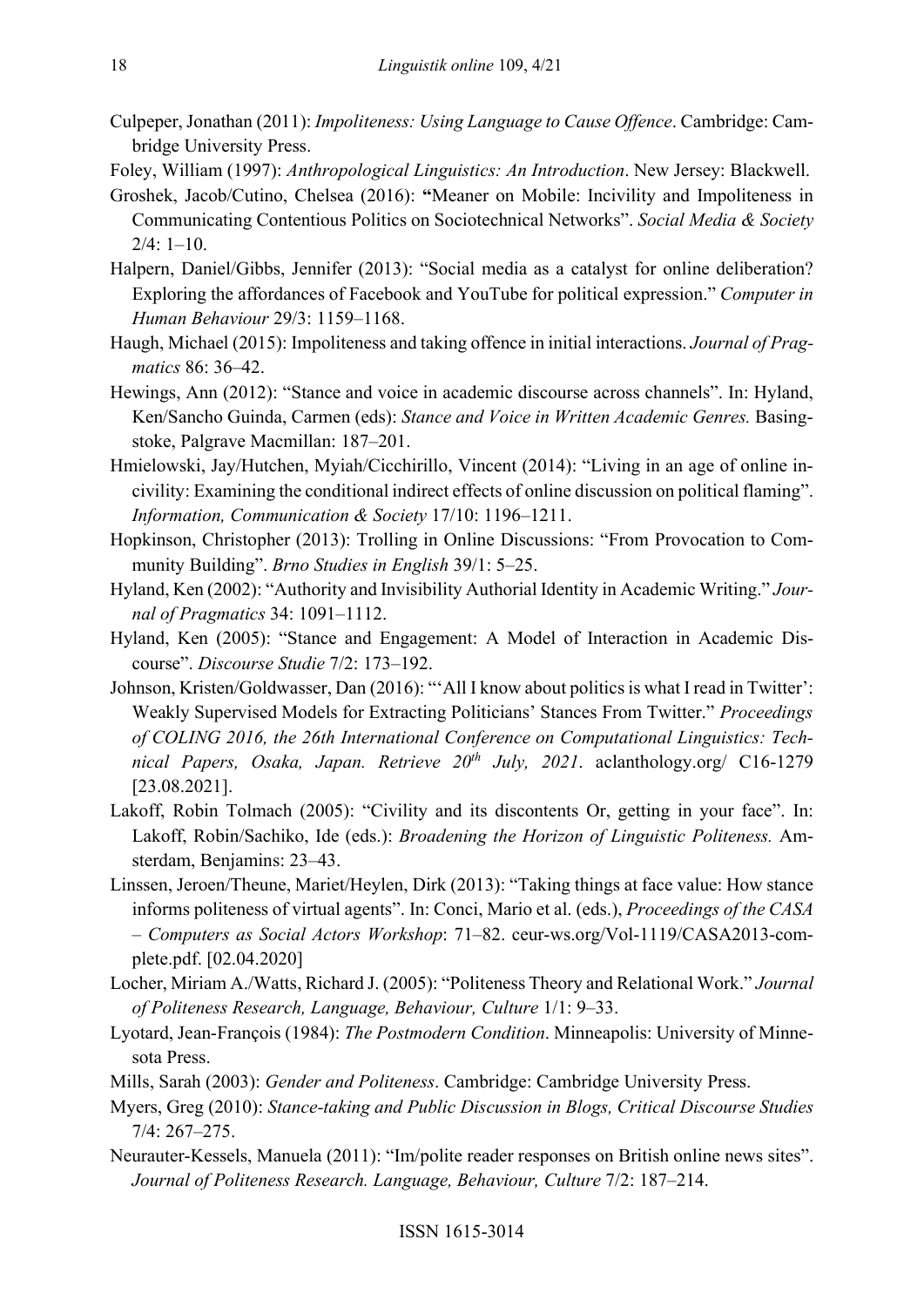Culpeper, Jonathan (2011): *Impoliteness: Using Language to Cause Offence*. Cambridge: Cambridge University Press.

Foley, William (1997): *Anthropological Linguistics: An Introduction*. New Jersey: Blackwell.

Groshek, Jacob/Cutino, Chelsea (2016): **"**Meaner on Mobile: Incivility and Impoliteness in Communicating Contentious Politics on Sociotechnical Networks". *Social Media & Society* 2/4: 1–10.

Halpern, Daniel/Gibbs, Jennifer (2013): "Social media as a catalyst for online deliberation? Exploring the affordances of Facebook and YouTube for political expression." *Computer in Human Behaviour* 29/3: 1159–1168.

Haugh, Michael (2015): Impoliteness and taking offence in initial interactions. *Journal of Pragmatics* 86: 36–42.

Hewings, Ann (2012): "Stance and voice in academic discourse across channels". In: Hyland, Ken/Sancho Guinda, Carmen (eds): *Stance and Voice in Written Academic Genres.* Basingstoke, Palgrave Macmillan: 187–201.

Hmielowski, Jay/Hutchen, Myiah/Cicchirillo, Vincent (2014): "Living in an age of online incivility: Examining the conditional indirect effects of online discussion on political flaming". *Information, Communication & Society* 17/10: 1196–1211.

Hopkinson, Christopher (2013): Trolling in Online Discussions: "From Provocation to Community Building". *Brno Studies in English* 39/1: 5–25.

Hyland, Ken (2002): "Authority and Invisibility Authorial Identity in Academic Writing." *Journal of Pragmatics* 34: 1091–1112.

Hyland, Ken (2005): "Stance and Engagement: A Model of Interaction in Academic Discourse". *Discourse Studie* 7/2: 173–192.

Johnson, Kristen/Goldwasser, Dan (2016): "'All I know about politics is what I read in Twitter': Weakly Supervised Models for Extracting Politicians' Stances From Twitter." *Proceedings of COLING 2016, the 26th International Conference on Computational Linguistics: Technical Papers, Osaka, Japan. Retrieve 20th July, 2021*. aclanthology.org/ C16-1279 [23.08.2021].

Lakoff, Robin Tolmach (2005): "Civility and its discontents Or, getting in your face". In: Lakoff, Robin/Sachiko, Ide (eds.): *Broadening the Horizon of Linguistic Politeness.* Amsterdam, Benjamins: 23–43.

Linssen, Jeroen/Theune, Mariet/Heylen, Dirk (2013): "Taking things at face value: How stance informs politeness of virtual agents". In: Conci, Mario et al. (eds.), *Proceedings of the CASA – Computers as Social Actors Workshop*: 71–82. ceur-ws.org/Vol-1119/CASA2013-complete.pdf. [02.04.2020]

Locher, Miriam A./Watts, Richard J. (2005): "Politeness Theory and Relational Work." *Journal of Politeness Research, Language, Behaviour, Culture* 1/1: 9–33.

Lyotard, Jean-François (1984): *The Postmodern Condition*. Minneapolis: University of Minnesota Press.

Mills, Sarah (2003): *Gender and Politeness*. Cambridge: Cambridge University Press.

Myers, Greg (2010): *Stance-taking and Public Discussion in Blogs, Critical Discourse Studies* 7/4: 267–275.

Neurauter-Kessels, Manuela (2011): "Im/polite reader responses on British online news sites". *Journal of Politeness Research. Language, Behaviour, Culture* 7/2: 187–214.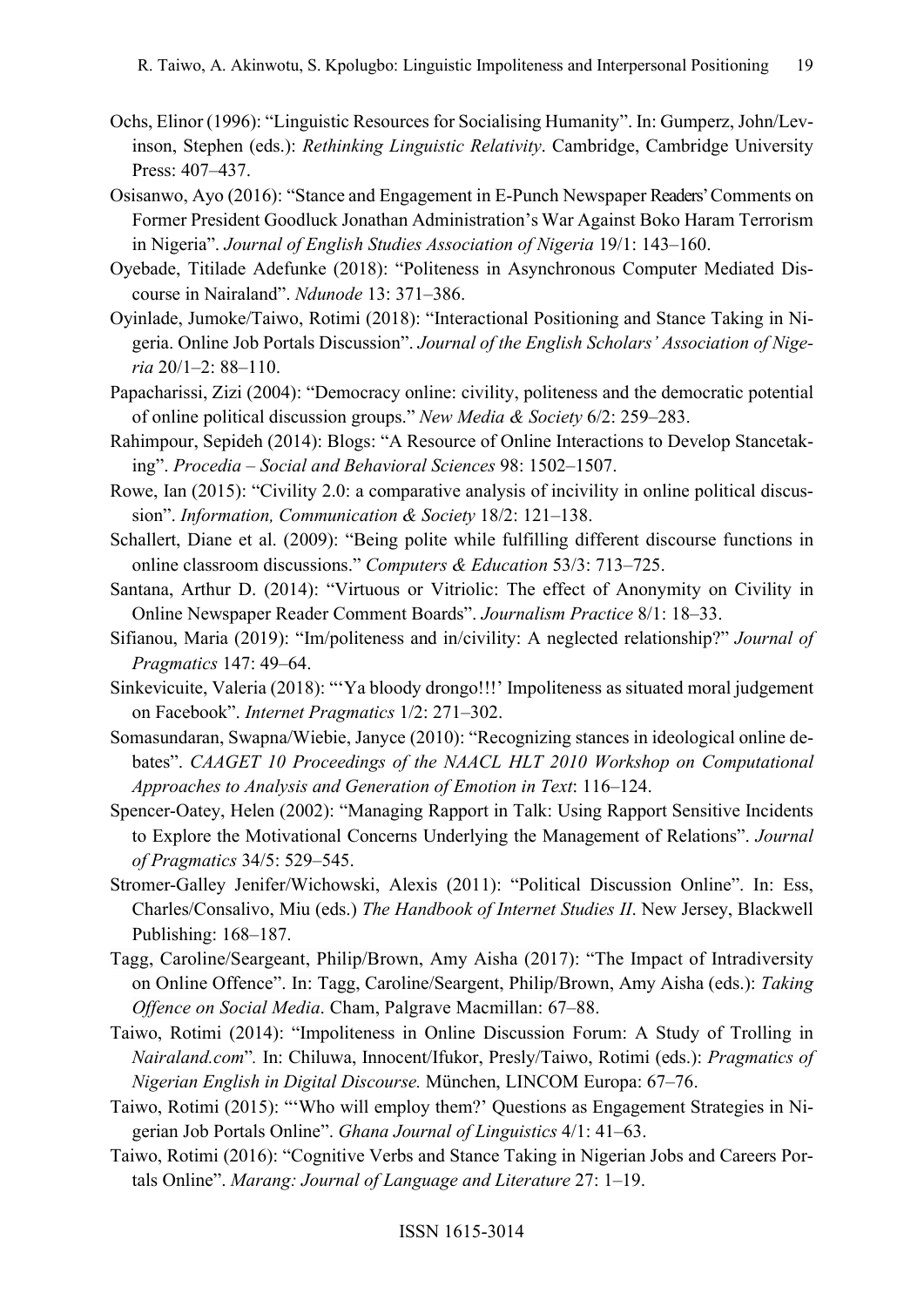Ochs, Elinor (1996): "Linguistic Resources for Socialising Humanity". In: Gumperz, John/Levinson, Stephen (eds.): *Rethinking Linguistic Relativity*. Cambridge, Cambridge University Press: 407–437.

Osisanwo, Ayo (2016): "Stance and Engagement in E-Punch Newspaper Readers' Comments on Former President Goodluck Jonathan Administration's War Against Boko Haram Terrorism in Nigeria". *Journal of English Studies Association of Nigeria* 19/1: 143–160.

Oyebade, Titilade Adefunke (2018): "Politeness in Asynchronous Computer Mediated Discourse in Nairaland". *Ndunode* 13: 371–386.

Oyinlade, Jumoke/Taiwo, Rotimi (2018): "Interactional Positioning and Stance Taking in Nigeria. Online Job Portals Discussion". *Journal of the English Scholars' Association of Nigeria* 20/1–2: 88–110.

Papacharissi, Zizi (2004): "Democracy online: civility, politeness and the democratic potential of online political discussion groups." *New Media & Society* 6/2: 259–283.

Rahimpour, Sepideh (2014): Blogs: "A Resource of Online Interactions to Develop Stancetaking". *Procedia – Social and Behavioral Sciences* 98: 1502–1507.

Rowe, Ian (2015): "Civility 2.0: a comparative analysis of incivility in online political discussion". *Information, Communication & Society* 18/2: 121–138.

Schallert, Diane et al. (2009): "Being polite while fulfilling different discourse functions in online classroom discussions." *Computers & Education* 53/3: 713–725.

Santana, Arthur D. (2014): "Virtuous or Vitriolic: The effect of Anonymity on Civility in Online Newspaper Reader Comment Boards". *Journalism Practice* 8/1: 18–33.

Sifianou, Maria (2019): "Im/politeness and in/civility: A neglected relationship?" *Journal of Pragmatics* 147: 49–64.

Sinkeviciute, Valeria (2018): "'Ya bloody drongo!!!' Impoliteness as situated moral judgement on Facebook". *Internet Pragmatics* 1/2: 271–302.

Somasundaran, Swapna/Wiebie, Janyce (2010): "Recognizing stances in ideological online debates". *CAAGET 10 Proceedings of the NAACL HLT 2010 Workshop on Computational Approaches to Analysis and Generation of Emotion in Text*: 116–124.

Spencer-Oatey, Helen (2002): "Managing Rapport in Talk: Using Rapport Sensitive Incidents to Explore the Motivational Concerns Underlying the Management of Relations". *Journal of Pragmatics* 34/5: 529–545.

Stromer-Galley Jenifer/Wichowski, Alexis (2011): "Political Discussion Online". In: Ess, Charles/Consalivo, Miu (eds.) *The Handbook of Internet Studies II*. New Jersey, Blackwell Publishing: 168–187.

Tagg, Caroline/Seargeant, Philip/Brown, Amy Aisha (2017): "The Impact of Intradiversity on Online Offence". In: Tagg, Caroline/Seargent, Philip/Brown, Amy Aisha (eds.): *Taking Offence on Social Media*. Cham, Palgrave Macmillan: 67–88.

Taiwo, Rotimi (2014): "Impoliteness in Online Discussion Forum: A Study of Trolling in *Nairaland.com*". In: Chiluwa, Innocent/Ifukor, Presly/Taiwo, Rotimi (eds.): *Pragmatics of Nigerian English in Digital Discourse.* München, LINCOM Europa: 67–76.

Taiwo, Rotimi (2015): "'Who will employ them?' Questions as Engagement Strategies in Nigerian Job Portals Online". *Ghana Journal of Linguistics* 4/1: 41–63.

Taiwo, Rotimi (2016): "Cognitive Verbs and Stance Taking in Nigerian Jobs and Careers Portals Online". *Marang: Journal of Language and Literature* 27: 1–19.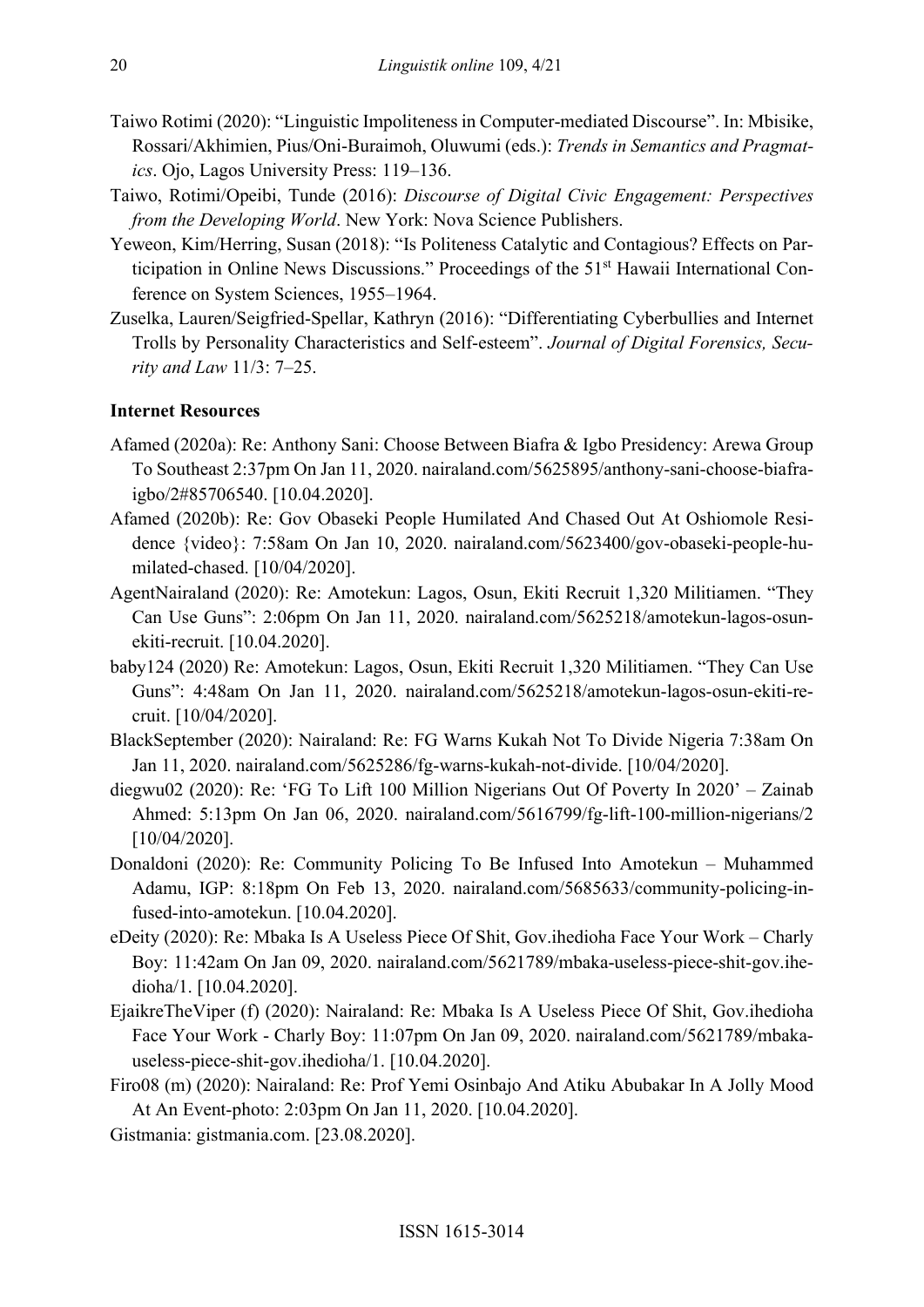Taiwo Rotimi (2020): "Linguistic Impoliteness in Computer-mediated Discourse". In: Mbisike, Rossari/Akhimien, Pius/Oni-Buraimoh, Oluwumi (eds.): *Trends in Semantics and Pragmatics*. Ojo, Lagos University Press: 119–136.

Taiwo, Rotimi/Opeibi, Tunde (2016): *Discourse of Digital Civic Engagement: Perspectives from the Developing World*. New York: Nova Science Publishers.

Yeweon, Kim/Herring, Susan (2018): "Is Politeness Catalytic and Contagious? Effects on Participation in Online News Discussions." Proceedings of the 51st Hawaii International Conference on System Sciences, 1955–1964.

Zuselka, Lauren/Seigfried-Spellar, Kathryn (2016): "Differentiating Cyberbullies and Internet Trolls by Personality Characteristics and Self-esteem". *Journal of Digital Forensics, Security and Law* 11/3: 7–25.

**Internet Resources**

Afamed (2020a): Re: Anthony Sani: Choose Between Biafra & Igbo Presidency: Arewa Group To Southeast 2:37pm On Jan 11, 2020. nairaland.com/5625895/anthony-sani-choose-biafra-igbo/2#85706540. [10.04.2020].

Afamed (2020b): Re: Gov Obaseki People Humilated And Chased Out At Oshiomole Residence {video}: 7:58am On Jan 10, 2020. nairaland.com/5623400/gov-obaseki-people-humilated-chased. [10/04/2020].

AgentNairaland (2020): Re: Amotekun: Lagos, Osun, Ekiti Recruit 1,320 Militiamen. "They Can Use Guns": 2:06pm On Jan 11, 2020. nairaland.com/5625218/amotekun-lagos-osun-ekiti-recruit. [10.04.2020].

baby124 (2020) Re: Amotekun: Lagos, Osun, Ekiti Recruit 1,320 Militiamen. "They Can Use Guns": 4:48am On Jan 11, 2020. nairaland.com/5625218/amotekun-lagos-osun-ekiti-recruit. [10/04/2020].

BlackSeptember (2020): Nairaland: Re: FG Warns Kukah Not To Divide Nigeria 7:38am On Jan 11, 2020. nairaland.com/5625286/fg-warns-kukah-not-divide. [10/04/2020].

diegwu02 (2020): Re: 'FG To Lift 100 Million Nigerians Out Of Poverty In 2020' – Zainab Ahmed: 5:13pm On Jan 06, 2020. nairaland.com/5616799/fg-lift-100-million-nigerians/2 [10/04/2020].

Donaldoni (2020): Re: Community Policing To Be Infused Into Amotekun – Muhammed Adamu, IGP: 8:18pm On Feb 13, 2020. nairaland.com/5685633/community-policing-infused-into-amotekun. [10.04.2020].

eDeity (2020): Re: Mbaka Is A Useless Piece Of Shit, Gov.ihedioha Face Your Work – Charly Boy: 11:42am On Jan 09, 2020. nairaland.com/5621789/mbaka-useless-piece-shit-gov.ihedioha/1. [10.04.2020].

EjaikreTheViper (f) (2020): Nairaland: Re: Mbaka Is A Useless Piece Of Shit, Gov.ihedioha Face Your Work - Charly Boy: 11:07pm On Jan 09, 2020. nairaland.com/5621789/mbaka-useless-piece-shit-gov.ihedioha/1. [10.04.2020].

Firo08 (m) (2020): Nairaland: Re: Prof Yemi Osinbajo And Atiku Abubakar In A Jolly Mood At An Event-photo: 2:03pm On Jan 11, 2020. [10.04.2020].

Gistmania: gistmania.com. [23.08.2020].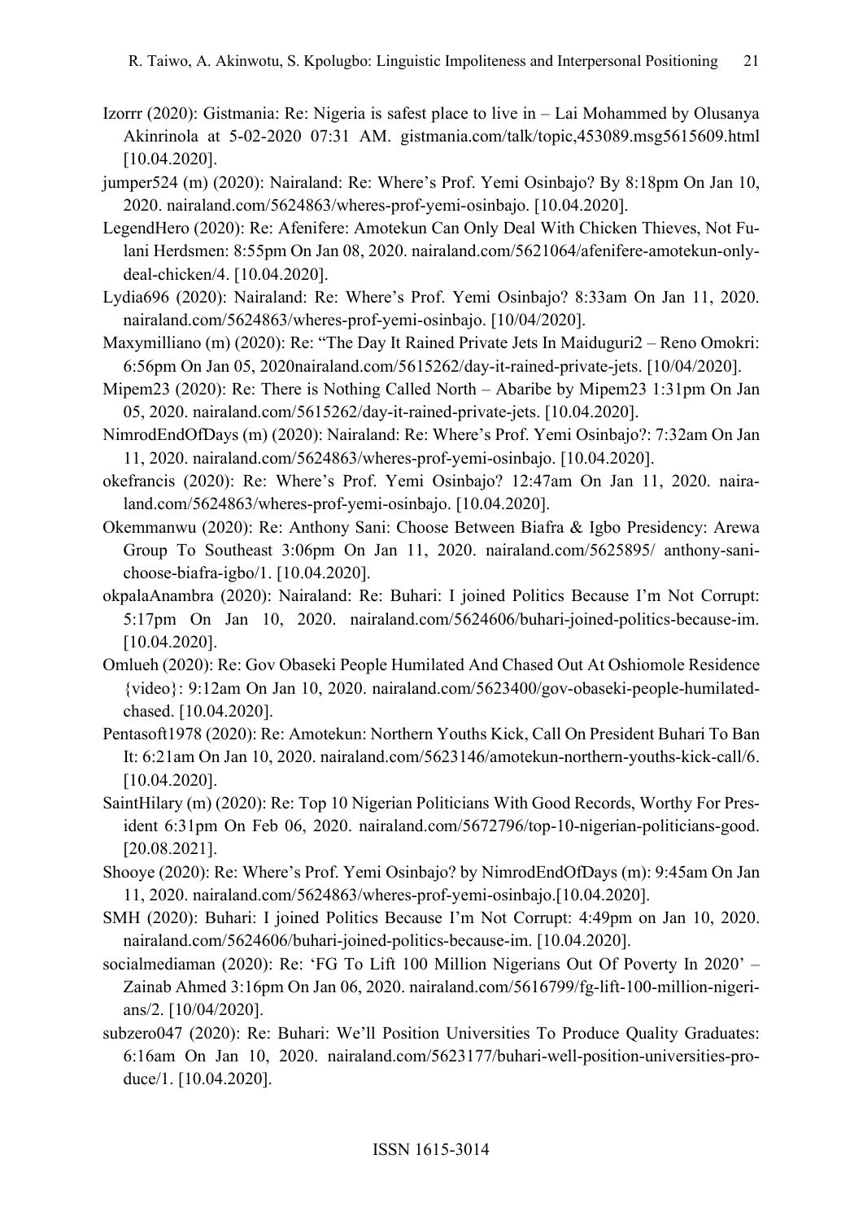Izorrr (2020): Gistmania: Re: Nigeria is safest place to live in – Lai Mohammed by Olusanya Akinrinola at 5-02-2020 07:31 AM. gistmania.com/talk/topic,453089.msg5615609.html [10.04.2020].

jumper524 (m) (2020): Nairaland: Re: Where's Prof. Yemi Osinbajo? By 8:18pm On Jan 10, 2020. nairaland.com/5624863/wheres-prof-yemi-osinbajo. [10.04.2020].

LegendHero (2020): Re: Afenifere: Amotekun Can Only Deal With Chicken Thieves, Not Fulani Herdsmen: 8:55pm On Jan 08, 2020. nairaland.com/5621064/afenifere-amotekun-only-deal-chicken/4. [10.04.2020].

Lydia696 (2020): Nairaland: Re: Where's Prof. Yemi Osinbajo? 8:33am On Jan 11, 2020. nairaland.com/5624863/wheres-prof-yemi-osinbajo. [10/04/2020].

Maxymilliano (m) (2020): Re: "The Day It Rained Private Jets In Maiduguri2 – Reno Omokri: 6:56pm On Jan 05, 2020nairaland.com/5615262/day-it-rained-private-jets. [10/04/2020].

Mipem23 (2020): Re: There is Nothing Called North – Abaribe by Mipem23 1:31pm On Jan 05, 2020. nairaland.com/5615262/day-it-rained-private-jets. [10.04.2020].

NimrodEndOfDays (m) (2020): Nairaland: Re: Where's Prof. Yemi Osinbajo?: 7:32am On Jan 11, 2020. nairaland.com/5624863/wheres-prof-yemi-osinbajo. [10.04.2020].

okefrancis (2020): Re: Where's Prof. Yemi Osinbajo? 12:47am On Jan 11, 2020. nairaland.com/5624863/wheres-prof-yemi-osinbajo. [10.04.2020].

Okemmanwu (2020): Re: Anthony Sani: Choose Between Biafra & Igbo Presidency: Arewa Group To Southeast 3:06pm On Jan 11, 2020. nairaland.com/5625895/ anthony-sani-choose-biafra-igbo/1. [10.04.2020].

okpalaAnambra (2020): Nairaland: Re: Buhari: I joined Politics Because I'm Not Corrupt: 5:17pm On Jan 10, 2020. nairaland.com/5624606/buhari-joined-politics-because-im. [10.04.2020].

Omlueh (2020): Re: Gov Obaseki People Humilated And Chased Out At Oshiomole Residence {video}: 9:12am On Jan 10, 2020. nairaland.com/5623400/gov-obaseki-people-humilated-chased. [10.04.2020].

Pentasoft1978 (2020): Re: Amotekun: Northern Youths Kick, Call On President Buhari To Ban It: 6:21am On Jan 10, 2020. nairaland.com/5623146/amotekun-northern-youths-kick-call/6. [10.04.2020].

SaintHilary (m) (2020): Re: Top 10 Nigerian Politicians With Good Records, Worthy For President 6:31pm On Feb 06, 2020. nairaland.com/5672796/top-10-nigerian-politicians-good. [20.08.2021].

Shooye (2020): Re: Where's Prof. Yemi Osinbajo? by NimrodEndOfDays (m): 9:45am On Jan 11, 2020. nairaland.com/5624863/wheres-prof-yemi-osinbajo.[10.04.2020].

SMH (2020): Buhari: I joined Politics Because I'm Not Corrupt: 4:49pm on Jan 10, 2020. nairaland.com/5624606/buhari-joined-politics-because-im. [10.04.2020].

socialmediaman (2020): Re: 'FG To Lift 100 Million Nigerians Out Of Poverty In 2020' – Zainab Ahmed 3:16pm On Jan 06, 2020. nairaland.com/5616799/fg-lift-100-million-nigerians/2. [10/04/2020].

subzero047 (2020): Re: Buhari: We'll Position Universities To Produce Quality Graduates: 6:16am On Jan 10, 2020. nairaland.com/5623177/buhari-well-position-universities-produce/1. [10.04.2020].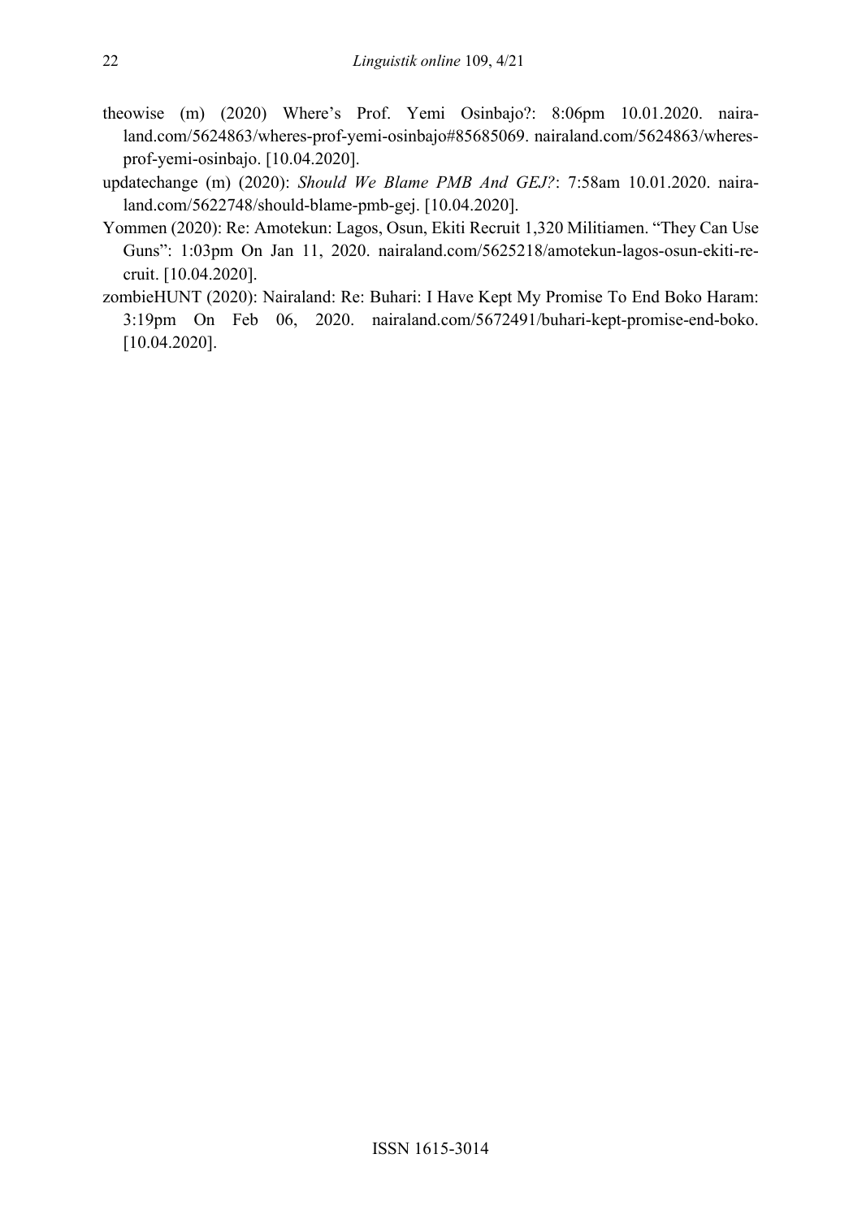theowise (m) (2020) Where's Prof. Yemi Osinbajo?: 8:06pm 10.01.2020. nairaland.com/5624863/wheres-prof-yemi-osinbajo#85685069. nairaland.com/5624863/wheres-prof-yemi-osinbajo. [10.04.2020].

updatechange (m) (2020): *Should We Blame PMB And GEJ?*: 7:58am 10.01.2020. nairaland.com/5622748/should-blame-pmb-gej. [10.04.2020].

Yommen (2020): Re: Amotekun: Lagos, Osun, Ekiti Recruit 1,320 Militiamen. "They Can Use Guns": 1:03pm On Jan 11, 2020. nairaland.com/5625218/amotekun-lagos-osun-ekiti-recruit. [10.04.2020].

zombieHUNT (2020): Nairaland: Re: Buhari: I Have Kept My Promise To End Boko Haram: 3:19pm On Feb 06, 2020. nairaland.com/5672491/buhari-kept-promise-end-boko. [10.04.2020].